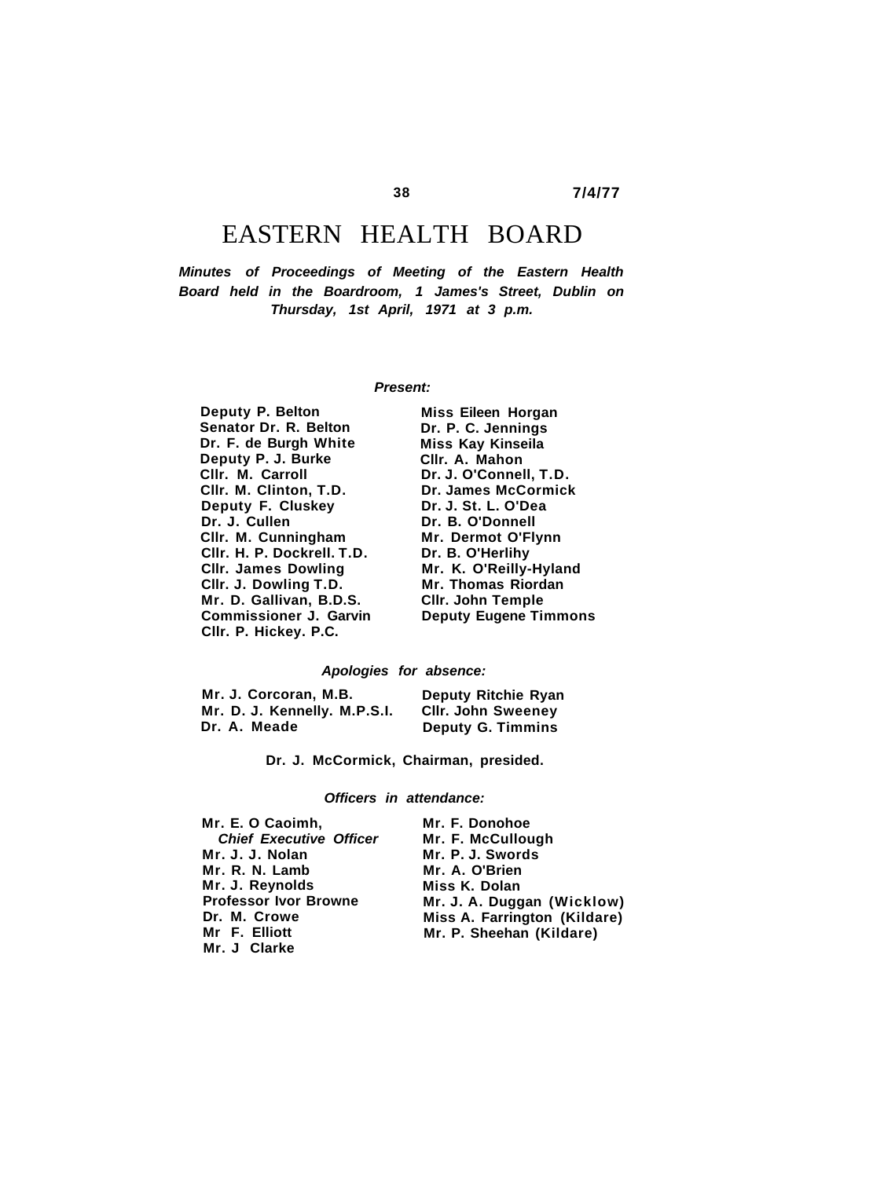# EASTERN HEALTH BOARD

***Minutes of Proceedings of Meeting of the Eastern Health Board held in the Boardroom, 1 James's Street, Dublin on Thursday, 1st April, 1971 at 3 p.m.***

***Present:***

**Deputy P. Belton**
**Senator Dr. R. Belton**
**Dr. F. de Burgh White**
**Deputy P. J. Burke**
**Cllr. M. Carroll**
**Cllr. M. Clinton, T.D.**
**Deputy F. Cluskey**
**Dr. J. Cullen**
**Cllr. M. Cunningham**
**Cllr. H. P. Dockrell. T.D.**
**Cllr. James Dowling**
**Cllr. J. Dowling T.D.**
**Mr. D. Gallivan, B.D.S.**
**Commissioner J. Garvin**
**Cllr. P. Hickey. P.C.**
**Miss Eileen Horgan**
**Dr. P. C. Jennings**
**Miss Kay Kinseila**
**Cllr. A. Mahon**
**Dr. J. O'Connell, T.D.**
**Dr. James McCormick**
**Dr. J. St. L. O'Dea**
**Dr. B. O'Donnell**
**Mr. Dermot O'Flynn**
**Dr. B. O'Herlihy**
**Mr. K. O'Reilly-Hyland**
**Mr. Thomas Riordan**
**Cllr. John Temple**
**Deputy Eugene Timmons**

***Apologies for absence:***

**Mr. J. Corcoran, M.B.**
**Mr. D. J. Kennelly. M.P.S.I.**
**Dr. A. Meade**
**Deputy Ritchie Ryan**
**Cllr. John Sweeney**
**Deputy G. Timmins**

**Dr. J. McCormick, Chairman, presided.**

***Officers in attendance:***

**Mr. E. O Caoimh,** ***Chief Executive Officer***
**Mr. J. J. Nolan**
**Mr. R. N. Lamb**
**Mr. J. Reynolds**
**Professor Ivor Browne**
**Dr. M. Crowe**
**Mr F. Elliott**
**Mr. J Clarke**
**Mr. F. Donohoe**
**Mr. F. McCullough**
**Mr. P. J. Swords**
**Mr. A. O'Brien**
**Miss K. Dolan**
**Mr. J. A. Duggan (Wicklow)**
**Miss A. Farrington (Kildare)**
**Mr. P. Sheehan (Kildare)**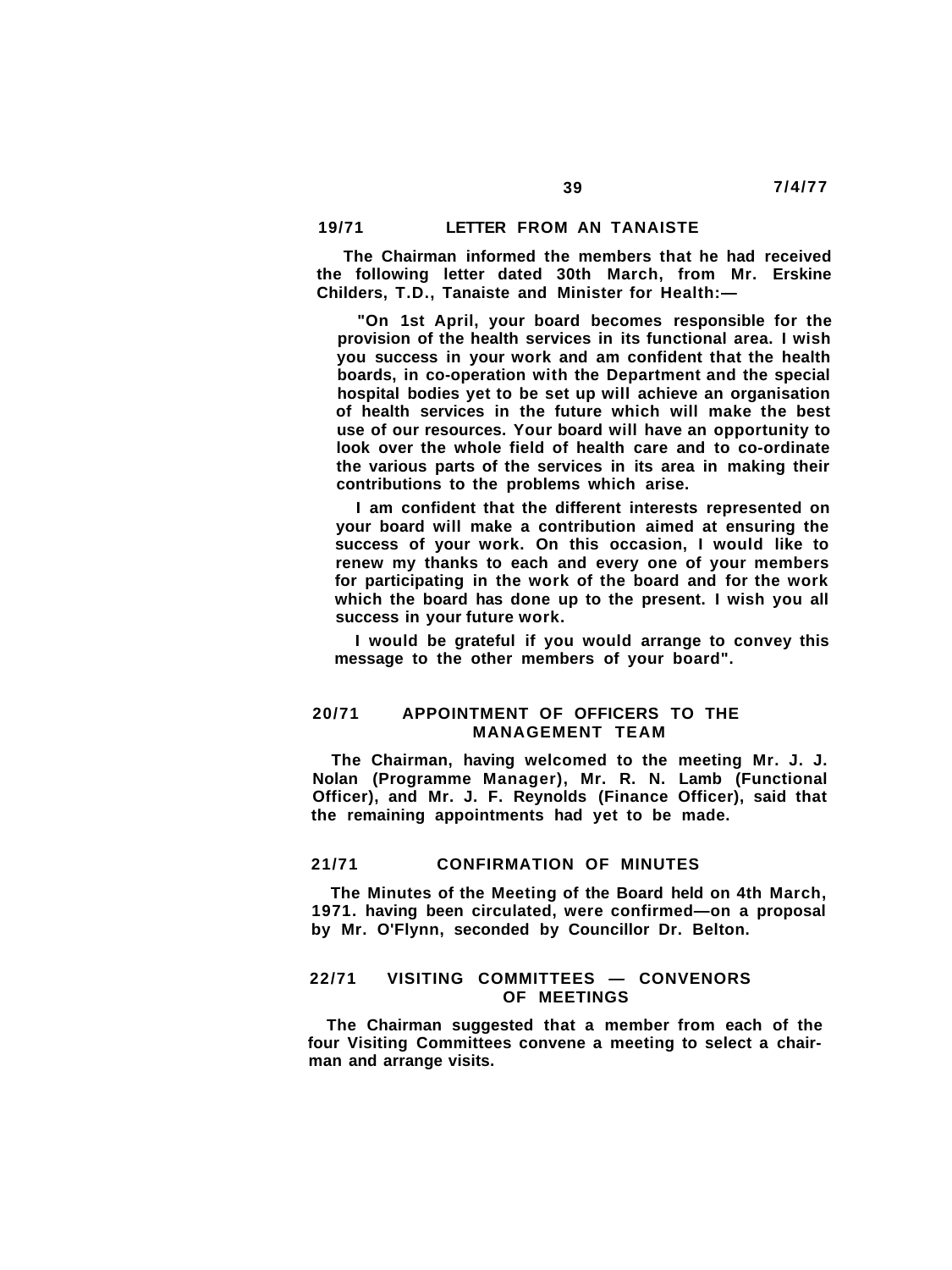## 19/71 LETTER FROM AN TANAISTE

The Chairman informed the members that he had received the following letter dated 30th March, from Mr. Erskine Childers, T.D., Tanaiste and Minister for Health:—

"On 1st April, your board becomes responsible for the provision of the health services in its functional area. I wish you success in your work and am confident that the health boards, in co-operation with the Department and the special hospital bodies yet to be set up will achieve an organisation of health services in the future which will make the best use of our resources. Your board will have an opportunity to look over the whole field of health care and to co-ordinate the various parts of the services in its area in making their contributions to the problems which arise.

I am confident that the different interests represented on your board will make a contribution aimed at ensuring the success of your work. On this occasion, I would like to renew my thanks to each and every one of your members for participating in the work of the board and for the work which the board has done up to the present. I wish you all success in your future work.

I would be grateful if you would arrange to convey this message to the other members of your board".

## 20/71 APPOINTMENT OF OFFICERS TO THE MANAGEMENT TEAM

The Chairman, having welcomed to the meeting Mr. J. J. Nolan (Programme Manager), Mr. R. N. Lamb (Functional Officer), and Mr. J. F. Reynolds (Finance Officer), said that the remaining appointments had yet to be made.

## 21/71 CONFIRMATION OF MINUTES

The Minutes of the Meeting of the Board held on 4th March, 1971. having been circulated, were confirmed—on a proposal by Mr. O'Flynn, seconded by Councillor Dr. Belton.

## 22/71 VISITING COMMITTEES — CONVENORS OF MEETINGS

The Chairman suggested that a member from each of the four Visiting Committees convene a meeting to select a chairman and arrange visits.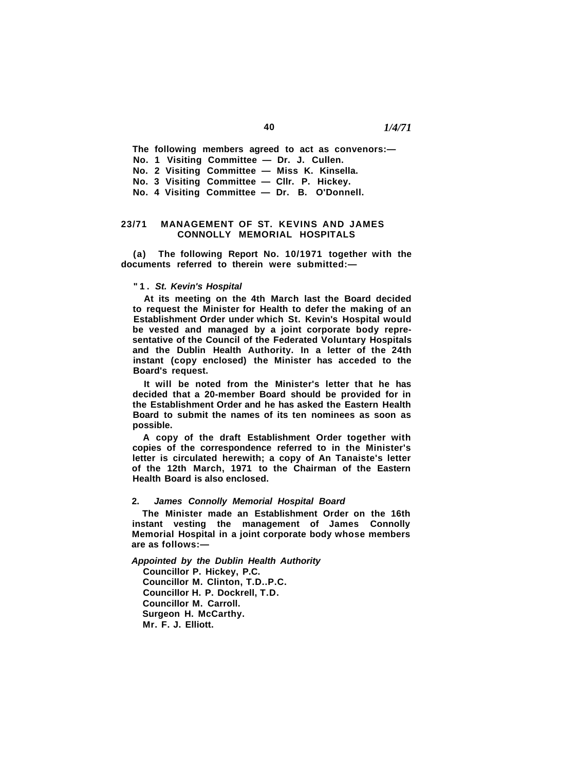The following members agreed to act as convenors:—

No. 1 Visiting Committee — Dr. J. Cullen.
No. 2 Visiting Committee — Miss K. Kinsella.
No. 3 Visiting Committee — Cllr. P. Hickey.
No. 4 Visiting Committee — Dr. B. O'Donnell.

## 23/71 MANAGEMENT OF ST. KEVINS AND JAMES CONNOLLY MEMORIAL HOSPITALS

(a) The following Report No. 10/1971 together with the documents referred to therein were submitted:—

"1. ***St. Kevin's Hospital***

At its meeting on the 4th March last the Board decided to request the Minister for Health to defer the making of an Establishment Order under which St. Kevin's Hospital would be vested and managed by a joint corporate body representative of the Council of the Federated Voluntary Hospitals and the Dublin Health Authority. In a letter of the 24th instant (copy enclosed) the Minister has acceded to the Board's request.

It will be noted from the Minister's letter that he has decided that a 20-member Board should be provided for in the Establishment Order and he has asked the Eastern Health Board to submit the names of its ten nominees as soon as possible.

A copy of the draft Establishment Order together with copies of the correspondence referred to in the Minister's letter is circulated herewith; a copy of An Tanaiste's letter of the 12th March, 1971 to the Chairman of the Eastern Health Board is also enclosed.

2. ***James Connolly Memorial Hospital Board***

The Minister made an Establishment Order on the 16th instant vesting the management of James Connolly Memorial Hospital in a joint corporate body whose members are as follows:—

***Appointed by the Dublin Health Authority***

Councillor P. Hickey, P.C.
Councillor M. Clinton, T.D..P.C.
Councillor H. P. Dockrell, T.D.
Councillor M. Carroll.
Surgeon H. McCarthy.
Mr. F. J. Elliott.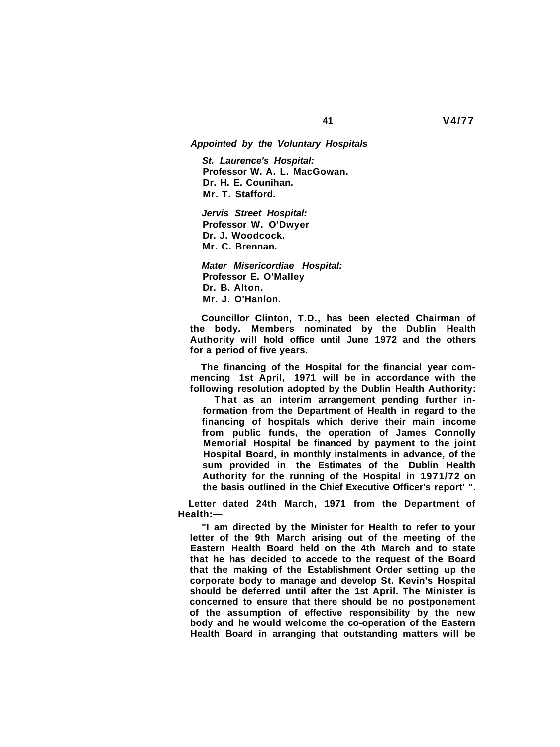*Appointed by the Voluntary Hospitals*

*St. Laurence's Hospital:*
Professor W. A. L. MacGowan.
Dr. H. E. Counihan.
Mr. T. Stafford.

*Jervis Street Hospital:*
Professor W. O'Dwyer
Dr. J. Woodcock.
Mr. C. Brennan.

*Mater Misericordiae Hospital:*
Professor E. O'Malley
Dr. B. Alton.
Mr. J. O'Hanlon.

Councillor Clinton, T.D., has been elected Chairman of the body. Members nominated by the Dublin Health Authority will hold office until June 1972 and the others for a period of five years.

The financing of the Hospital for the financial year commencing 1st April, 1971 will be in accordance with the following resolution adopted by the Dublin Health Authority:

That as an interim arrangement pending further information from the Department of Health in regard to the financing of hospitals which derive their main income from public funds, the operation of James Connolly Memorial Hospital be financed by payment to the joint Hospital Board, in monthly instalments in advance, of the sum provided in the Estimates of the Dublin Health Authority for the running of the Hospital in 1971/72 on the basis outlined in the Chief Executive Officer's report' ".

Letter dated 24th March, 1971 from the Department of Health:—

"I am directed by the Minister for Health to refer to your letter of the 9th March arising out of the meeting of the Eastern Health Board held on the 4th March and to state that he has decided to accede to the request of the Board that the making of the Establishment Order setting up the corporate body to manage and develop St. Kevin's Hospital should be deferred until after the 1st April. The Minister is concerned to ensure that there should be no postponement of the assumption of effective responsibility by the new body and he would welcome the co-operation of the Eastern Health Board in arranging that outstanding matters will be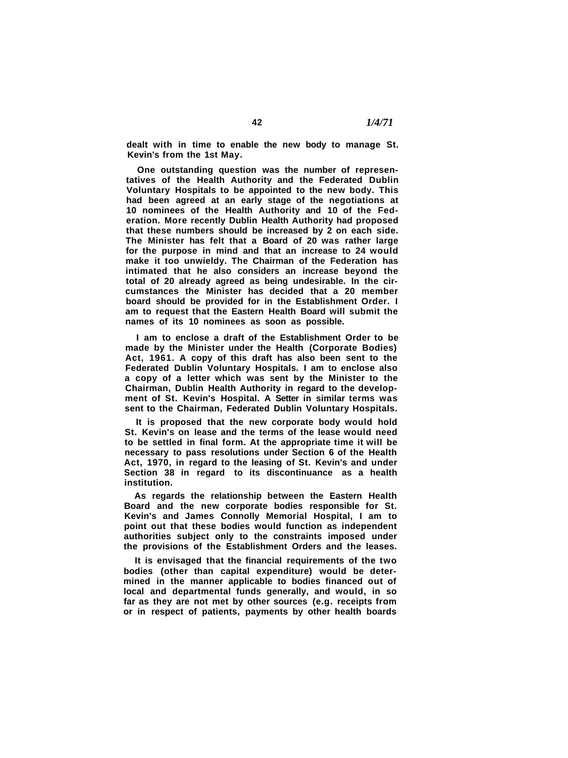dealt with in time to enable the new body to manage St. Kevin's from the 1st May.

One outstanding question was the number of representatives of the Health Authority and the Federated Dublin Voluntary Hospitals to be appointed to the new body. This had been agreed at an early stage of the negotiations at 10 nominees of the Health Authority and 10 of the Federation. More recently Dublin Health Authority had proposed that these numbers should be increased by 2 on each side. The Minister has felt that a Board of 20 was rather large for the purpose in mind and that an increase to 24 would make it too unwieldy. The Chairman of the Federation has intimated that he also considers an increase beyond the total of 20 already agreed as being undesirable. In the circumstances the Minister has decided that a 20 member board should be provided for in the Establishment Order. I am to request that the Eastern Health Board will submit the names of its 10 nominees as soon as possible.

I am to enclose a draft of the Establishment Order to be made by the Minister under the Health (Corporate Bodies) Act, 1961. A copy of this draft has also been sent to the Federated Dublin Voluntary Hospitals. I am to enclose also a copy of a letter which was sent by the Minister to the Chairman, Dublin Health Authority in regard to the development of St. Kevin's Hospital. A Setter in similar terms was sent to the Chairman, Federated Dublin Voluntary Hospitals.

It is proposed that the new corporate body would hold St. Kevin's on lease and the terms of the lease would need to be settled in final form. At the appropriate time it will be necessary to pass resolutions under Section 6 of the Health Act, 1970, in regard to the leasing of St. Kevin's and under Section 38 in regard to its discontinuance as a health institution.

As regards the relationship between the Eastern Health Board and the new corporate bodies responsible for St. Kevin's and James Connolly Memorial Hospital, I am to point out that these bodies would function as independent authorities subject only to the constraints imposed under the provisions of the Establishment Orders and the leases.

It is envisaged that the financial requirements of the two bodies (other than capital expenditure) would be determined in the manner applicable to bodies financed out of local and departmental funds generally, and would, in so far as they are not met by other sources (e.g. receipts from or in respect of patients, payments by other health boards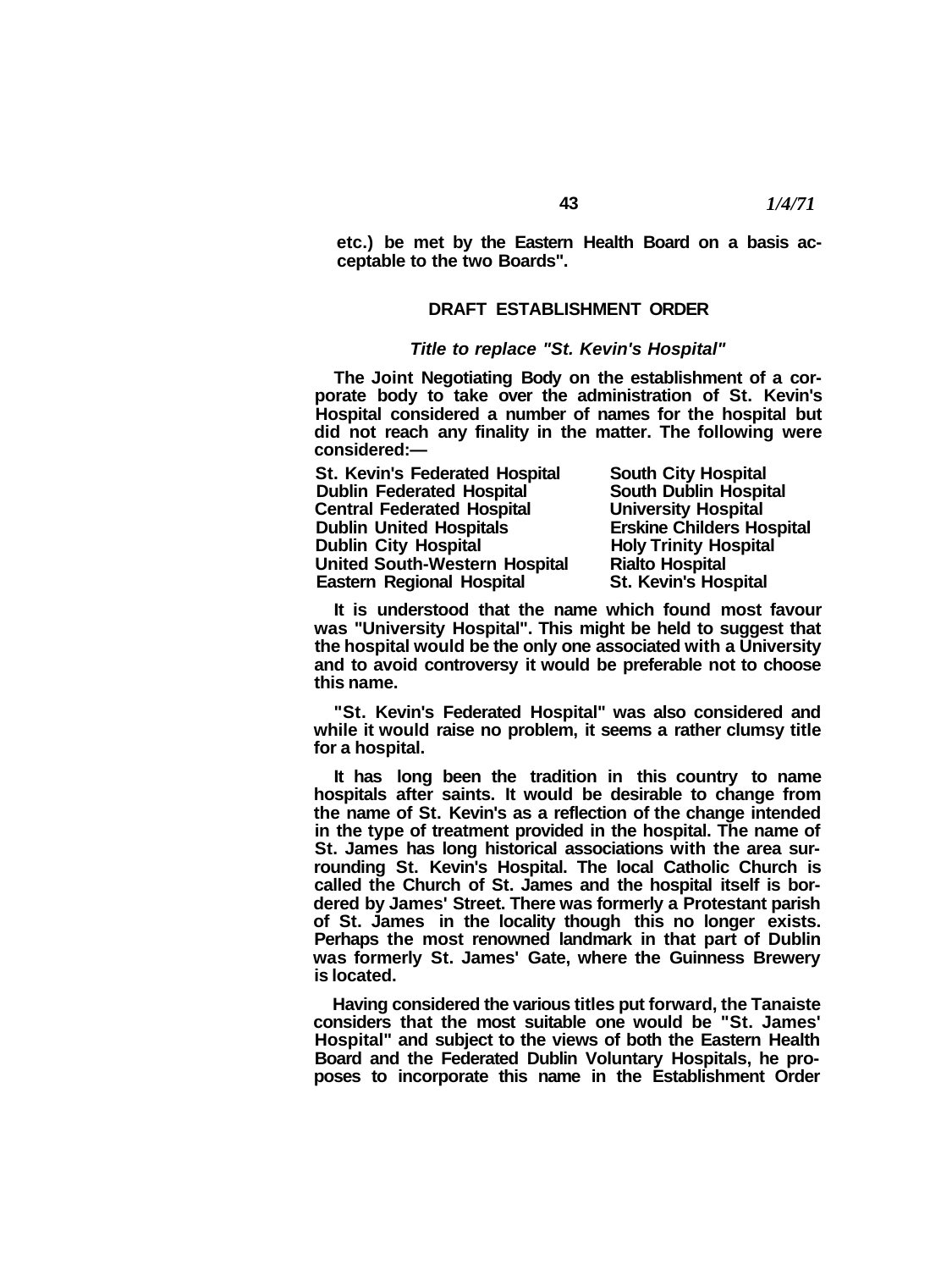etc.) be met by the Eastern Health Board on a basis acceptable to the two Boards".

## DRAFT ESTABLISHMENT ORDER

### *Title to replace "St. Kevin's Hospital"*

The Joint Negotiating Body on the establishment of a corporate body to take over the administration of St. Kevin's Hospital considered a number of names for the hospital but did not reach any finality in the matter. The following were considered:—

| | |
|---|---|
| St. Kevin's Federated Hospital | South City Hospital |
| Dublin Federated Hospital | South Dublin Hospital |
| Central Federated Hospital | University Hospital |
| Dublin United Hospitals | Erskine Childers Hospital |
| Dublin City Hospital | Holy Trinity Hospital |
| United South-Western Hospital | Rialto Hospital |
| Eastern Regional Hospital | St. Kevin's Hospital |

It is understood that the name which found most favour was "University Hospital". This might be held to suggest that the hospital would be the only one associated with a University and to avoid controversy it would be preferable not to choose this name.

"St. Kevin's Federated Hospital" was also considered and while it would raise no problem, it seems a rather clumsy title for a hospital.

It has long been the tradition in this country to name hospitals after saints. It would be desirable to change from the name of St. Kevin's as a reflection of the change intended in the type of treatment provided in the hospital. The name of St. James has long historical associations with the area surrounding St. Kevin's Hospital. The local Catholic Church is called the Church of St. James and the hospital itself is bordered by James' Street. There was formerly a Protestant parish of St. James in the locality though this no longer exists. Perhaps the most renowned landmark in that part of Dublin was formerly St. James' Gate, where the Guinness Brewery is located.

Having considered the various titles put forward, the Tanaiste considers that the most suitable one would be "St. James' Hospital" and subject to the views of both the Eastern Health Board and the Federated Dublin Voluntary Hospitals, he proposes to incorporate this name in the Establishment Order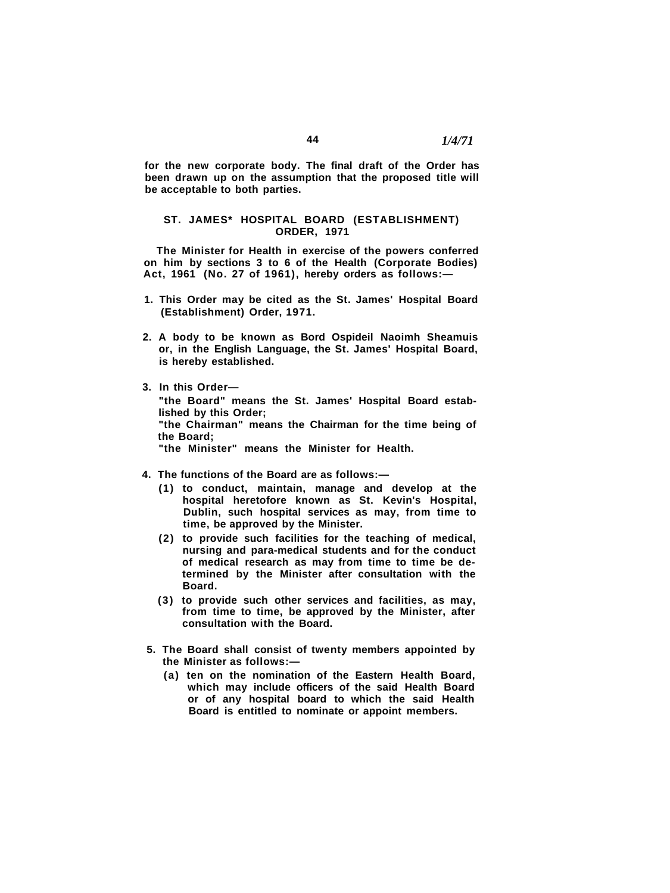for the new corporate body. The final draft of the Order has been drawn up on the assumption that the proposed title will be acceptable to both parties.

## ST. JAMES* HOSPITAL BOARD (ESTABLISHMENT) ORDER, 1971

The Minister for Health in exercise of the powers conferred on him by sections 3 to 6 of the Health (Corporate Bodies) Act, 1961 (No. 27 of 1961), hereby orders as follows:—

1. This Order may be cited as the St. James' Hospital Board (Establishment) Order, 1971.

2. A body to be known as Bord Ospideil Naoimh Sheamuis or, in the English Language, the St. James' Hospital Board, is hereby established.

3. In this Order—
   "the Board" means the St. James' Hospital Board established by this Order;
   "the Chairman" means the Chairman for the time being of the Board;
   "the Minister" means the Minister for Health.

4. The functions of the Board are as follows:—
   (1) to conduct, maintain, manage and develop at the hospital heretofore known as St. Kevin's Hospital, Dublin, such hospital services as may, from time to time, be approved by the Minister.
   (2) to provide such facilities for the teaching of medical, nursing and para-medical students and for the conduct of medical research as may from time to time be determined by the Minister after consultation with the Board.
   (3) to provide such other services and facilities, as may, from time to time, be approved by the Minister, after consultation with the Board.

5. The Board shall consist of twenty members appointed by the Minister as follows:—
   (a) ten on the nomination of the Eastern Health Board, which may include officers of the said Health Board or of any hospital board to which the said Health Board is entitled to nominate or appoint members.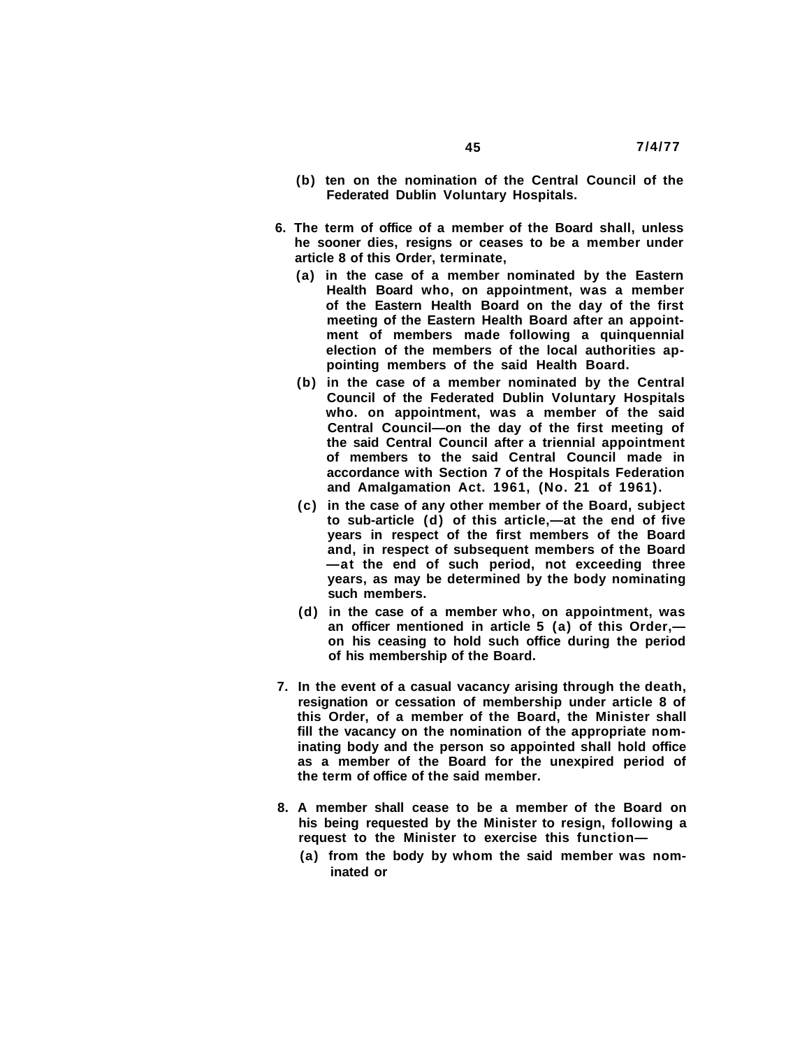(b) ten on the nomination of the Central Council of the Federated Dublin Voluntary Hospitals.

6. The term of office of a member of the Board shall, unless he sooner dies, resigns or ceases to be a member under article 8 of this Order, terminate,

   (a) in the case of a member nominated by the Eastern Health Board who, on appointment, was a member of the Eastern Health Board on the day of the first meeting of the Eastern Health Board after an appointment of members made following a quinquennial election of the members of the local authorities appointing members of the said Health Board.

   (b) in the case of a member nominated by the Central Council of the Federated Dublin Voluntary Hospitals who. on appointment, was a member of the said Central Council—on the day of the first meeting of the said Central Council after a triennial appointment of members to the said Central Council made in accordance with Section 7 of the Hospitals Federation and Amalgamation Act. 1961, (No. 21 of 1961).

   (c) in the case of any other member of the Board, subject to sub-article (d) of this article,—at the end of five years in respect of the first members of the Board and, in respect of subsequent members of the Board —at the end of such period, not exceeding three years, as may be determined by the body nominating such members.

   (d) in the case of a member who, on appointment, was an officer mentioned in article 5 (a) of this Order,— on his ceasing to hold such office during the period of his membership of the Board.

7. In the event of a casual vacancy arising through the death, resignation or cessation of membership under article 8 of this Order, of a member of the Board, the Minister shall fill the vacancy on the nomination of the appropriate nominating body and the person so appointed shall hold office as a member of the Board for the unexpired period of the term of office of the said member.

8. A member shall cease to be a member of the Board on his being requested by the Minister to resign, following a request to the Minister to exercise this function—

   (a) from the body by whom the said member was nominated or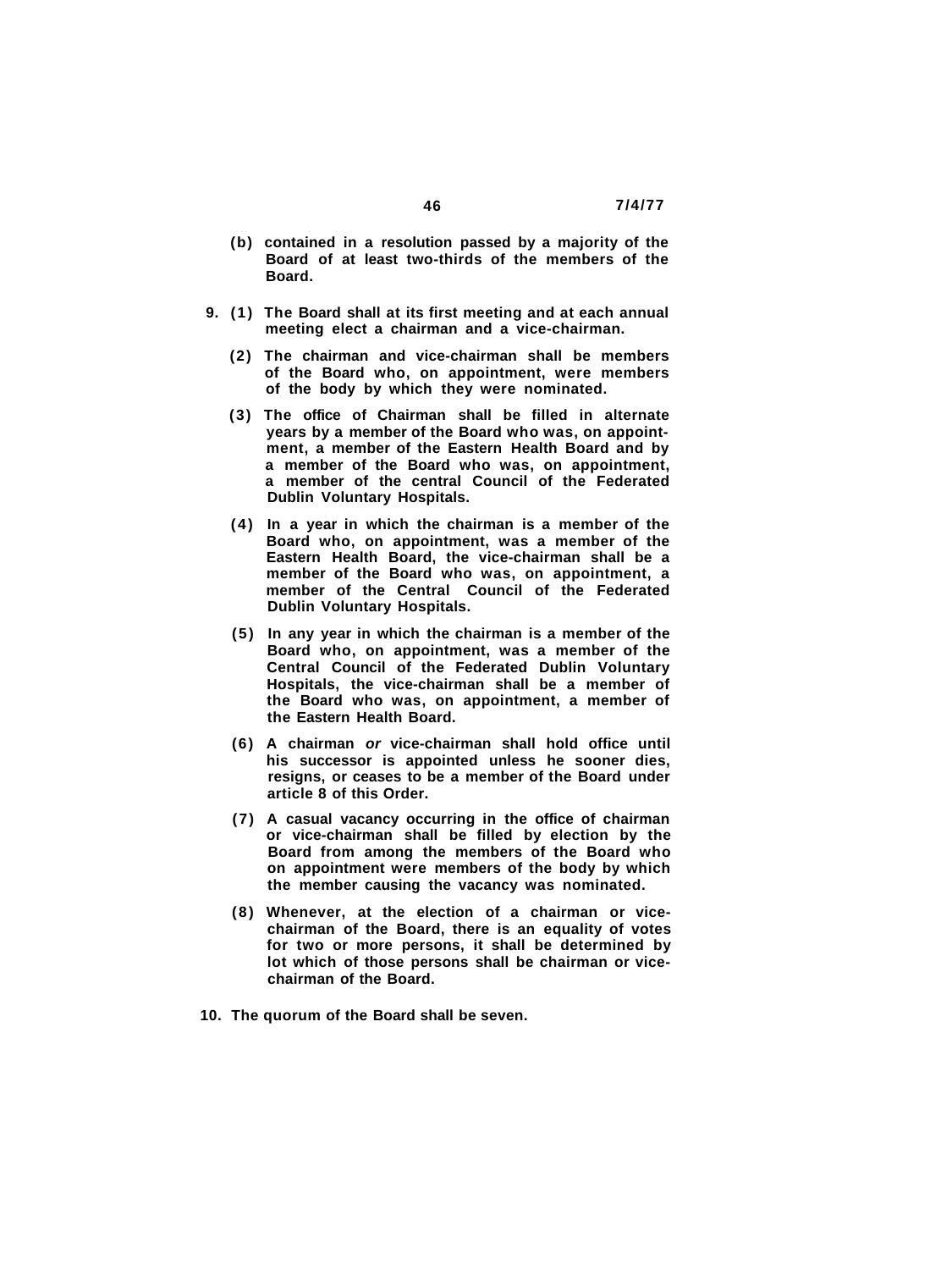(b) contained in a resolution passed by a majority of the Board of at least two-thirds of the members of the Board.

9. (1) The Board shall at its first meeting and at each annual meeting elect a chairman and a vice-chairman.

(2) The chairman and vice-chairman shall be members of the Board who, on appointment, were members of the body by which they were nominated.

(3) The office of Chairman shall be filled in alternate years by a member of the Board who was, on appointment, a member of the Eastern Health Board and by a member of the Board who was, on appointment, a member of the central Council of the Federated Dublin Voluntary Hospitals.

(4) In a year in which the chairman is a member of the Board who, on appointment, was a member of the Eastern Health Board, the vice-chairman shall be a member of the Board who was, on appointment, a member of the Central Council of the Federated Dublin Voluntary Hospitals.

(5) In any year in which the chairman is a member of the Board who, on appointment, was a member of the Central Council of the Federated Dublin Voluntary Hospitals, the vice-chairman shall be a member of the Board who was, on appointment, a member of the Eastern Health Board.

(6) A chairman *or* vice-chairman shall hold office until his successor is appointed unless he sooner dies, resigns, or ceases to be a member of the Board under article 8 of this Order.

(7) A casual vacancy occurring in the office of chairman or vice-chairman shall be filled by election by the Board from among the members of the Board who on appointment were members of the body by which the member causing the vacancy was nominated.

(8) Whenever, at the election of a chairman or vice-chairman of the Board, there is an equality of votes for two or more persons, it shall be determined by lot which of those persons shall be chairman or vice-chairman of the Board.

10. The quorum of the Board shall be seven.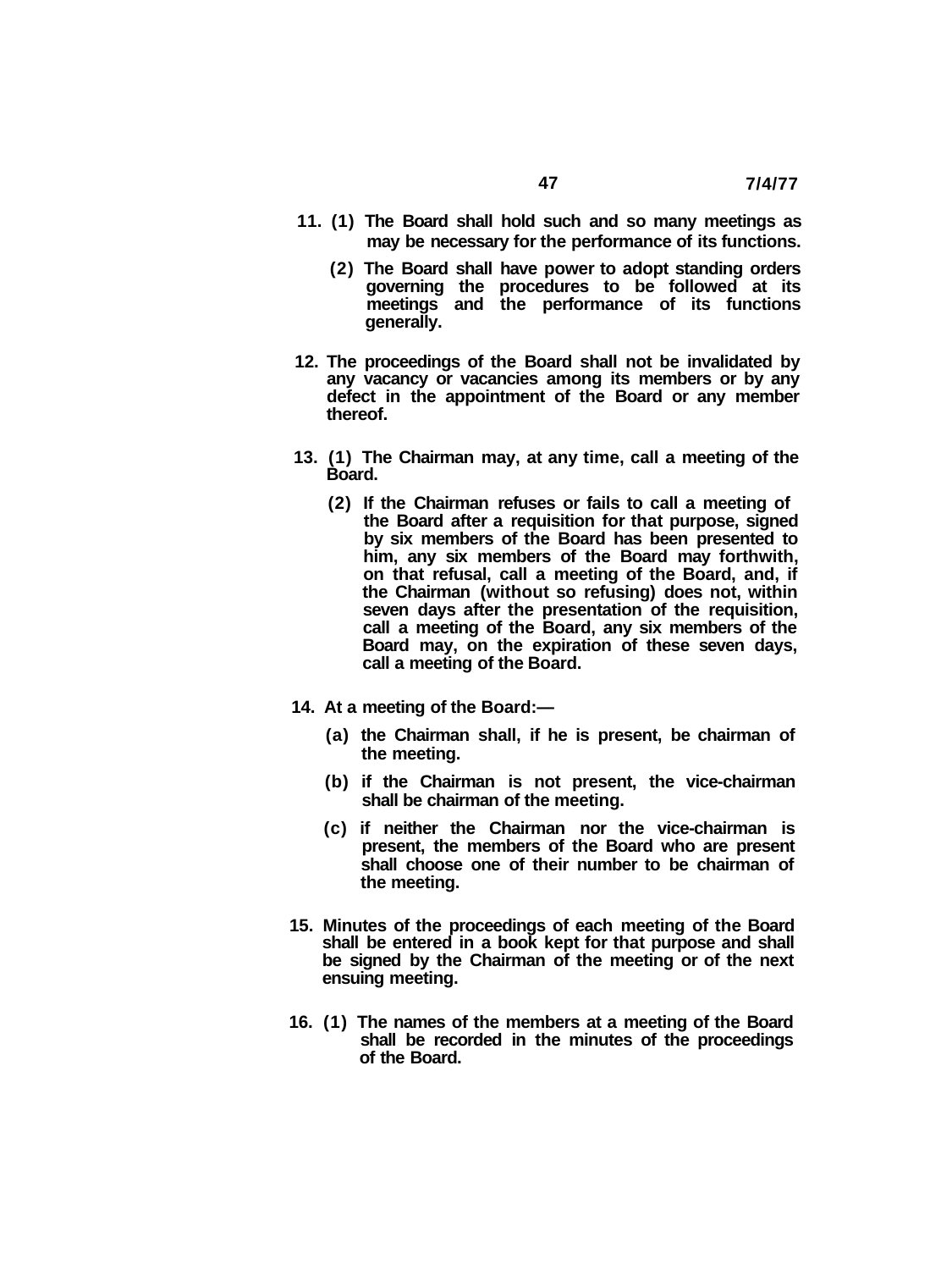**11. (1) The Board shall hold such and so many meetings as may be necessary for the performance of its functions.**

**(2) The Board shall have power to adopt standing orders governing the procedures to be followed at its meetings and the performance of its functions generally.**

**12. The proceedings of the Board shall not be invalidated by any vacancy or vacancies among its members or by any defect in the appointment of the Board or any member thereof.**

**13. (1) The Chairman may, at any time, call a meeting of the Board.**

**(2) If the Chairman refuses or fails to call a meeting of the Board after a requisition for that purpose, signed by six members of the Board has been presented to him, any six members of the Board may forthwith, on that refusal, call a meeting of the Board, and, if the Chairman (without so refusing) does not, within seven days after the presentation of the requisition, call a meeting of the Board, any six members of the Board may, on the expiration of these seven days, call a meeting of the Board.**

**14. At a meeting of the Board:—**

**(a) the Chairman shall, if he is present, be chairman of the meeting.**

**(b) if the Chairman is not present, the vice-chairman shall be chairman of the meeting.**

**(c) if neither the Chairman nor the vice-chairman is present, the members of the Board who are present shall choose one of their number to be chairman of the meeting.**

**15. Minutes of the proceedings of each meeting of the Board shall be entered in a book kept for that purpose and shall be signed by the Chairman of the meeting or of the next ensuing meeting.**

**16. (1) The names of the members at a meeting of the Board shall be recorded in the minutes of the proceedings of the Board.**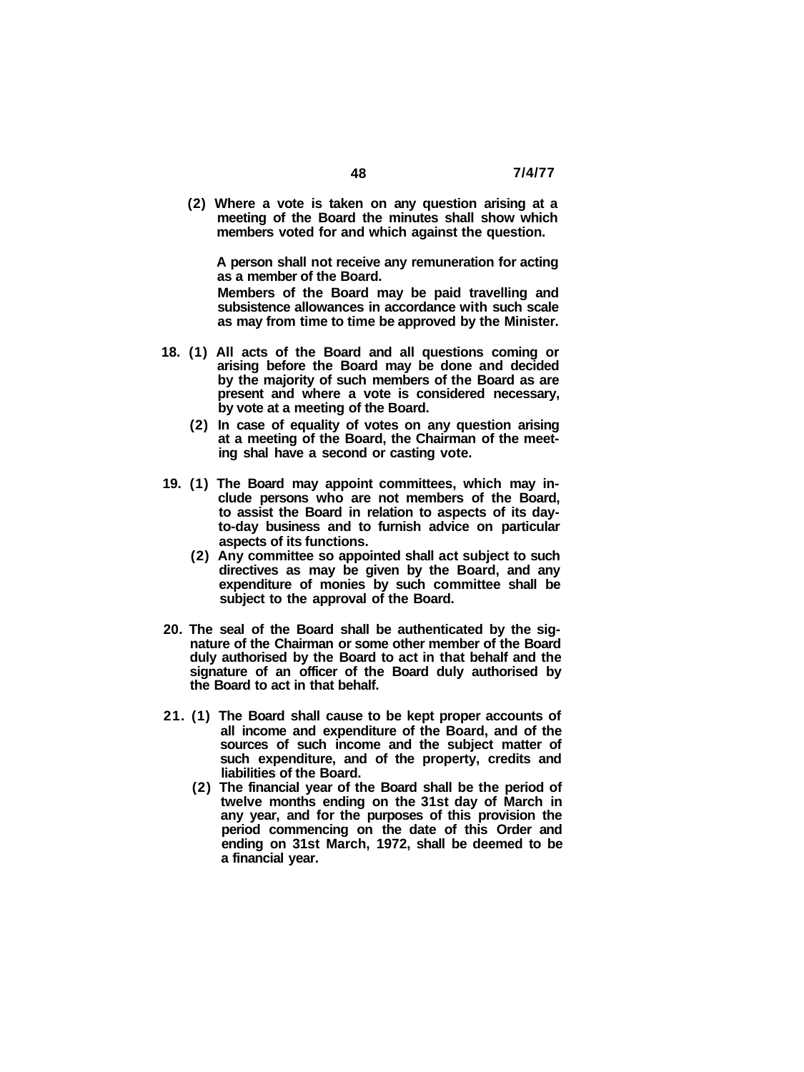(2) Where a vote is taken on any question arising at a meeting of the Board the minutes shall show which members voted for and which against the question.

A person shall not receive any remuneration for acting as a member of the Board.

Members of the Board may be paid travelling and subsistence allowances in accordance with such scale as may from time to time be approved by the Minister.

18. (1) All acts of the Board and all questions coming or arising before the Board may be done and decided by the majority of such members of the Board as are present and where a vote is considered necessary, by vote at a meeting of the Board.

(2) In case of equality of votes on any question arising at a meeting of the Board, the Chairman of the meeting shal have a second or casting vote.

19. (1) The Board may appoint committees, which may include persons who are not members of the Board, to assist the Board in relation to aspects of its day-to-day business and to furnish advice on particular aspects of its functions.

(2) Any committee so appointed shall act subject to such directives as may be given by the Board, and any expenditure of monies by such committee shall be subject to the approval of the Board.

20. The seal of the Board shall be authenticated by the signature of the Chairman or some other member of the Board duly authorised by the Board to act in that behalf and the signature of an officer of the Board duly authorised by the Board to act in that behalf.

21. (1) The Board shall cause to be kept proper accounts of all income and expenditure of the Board, and of the sources of such income and the subject matter of such expenditure, and of the property, credits and liabilities of the Board.

(2) The financial year of the Board shall be the period of twelve months ending on the 31st day of March in any year, and for the purposes of this provision the period commencing on the date of this Order and ending on 31st March, 1972, shall be deemed to be a financial year.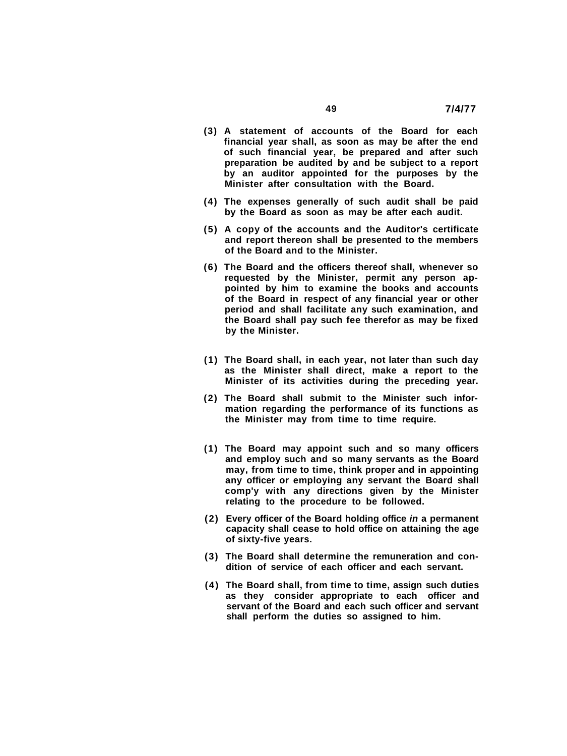(3) A statement of accounts of the Board for each financial year shall, as soon as may be after the end of such financial year, be prepared and after such preparation be audited by and be subject to a report by an auditor appointed for the purposes by the Minister after consultation with the Board.

(4) The expenses generally of such audit shall be paid by the Board as soon as may be after each audit.

(5) A copy of the accounts and the Auditor's certificate and report thereon shall be presented to the members of the Board and to the Minister.

(6) The Board and the officers thereof shall, whenever so requested by the Minister, permit any person appointed by him to examine the books and accounts of the Board in respect of any financial year or other period and shall facilitate any such examination, and the Board shall pay such fee therefor as may be fixed by the Minister.

(1) The Board shall, in each year, not later than such day as the Minister shall direct, make a report to the Minister of its activities during the preceding year.

(2) The Board shall submit to the Minister such information regarding the performance of its functions as the Minister may from time to time require.

(1) The Board may appoint such and so many officers and employ such and so many servants as the Board may, from time to time, think proper and in appointing any officer or employing any servant the Board shall comp'y with any directions given by the Minister relating to the procedure to be followed.

(2) Every officer of the Board holding office *in* a permanent capacity shall cease to hold office on attaining the age of sixty-five years.

(3) The Board shall determine the remuneration and condition of service of each officer and each servant.

(4) The Board shall, from time to time, assign such duties as they consider appropriate to each officer and servant of the Board and each such officer and servant shall perform the duties so assigned to him.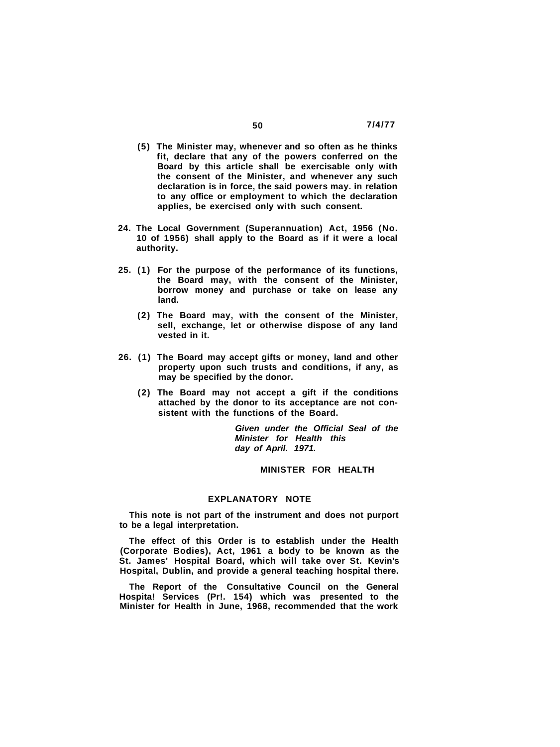(5) The Minister may, whenever and so often as he thinks fit, declare that any of the powers conferred on the Board by this article shall be exercisable only with the consent of the Minister, and whenever any such declaration is in force, the said powers may. in relation to any office or employment to which the declaration applies, be exercised only with such consent.

24. The Local Government (Superannuation) Act, 1956 (No. 10 of 1956) shall apply to the Board as if it were a local authority.

25. (1) For the purpose of the performance of its functions, the Board may, with the consent of the Minister, borrow money and purchase or take on lease any land.

(2) The Board may, with the consent of the Minister, sell, exchange, let or otherwise dispose of any land vested in it.

26. (1) The Board may accept gifts or money, land and other property upon such trusts and conditions, if any, as may be specified by the donor.

(2) The Board may not accept a gift if the conditions attached by the donor to its acceptance are not consistent with the functions of the Board.

*Given under the Official Seal of the Minister for Health this day of April. 1971.*

MINISTER FOR HEALTH

## EXPLANATORY NOTE

This note is not part of the instrument and does not purport to be a legal interpretation.

The effect of this Order is to establish under the Health (Corporate Bodies), Act, 1961 a body to be known as the St. James' Hospital Board, which will take over St. Kevin's Hospital, Dublin, and provide a general teaching hospital there.

The Report of the Consultative Council on the General Hospita! Services (Pr!. 154) which was presented to the Minister for Health in June, 1968, recommended that the work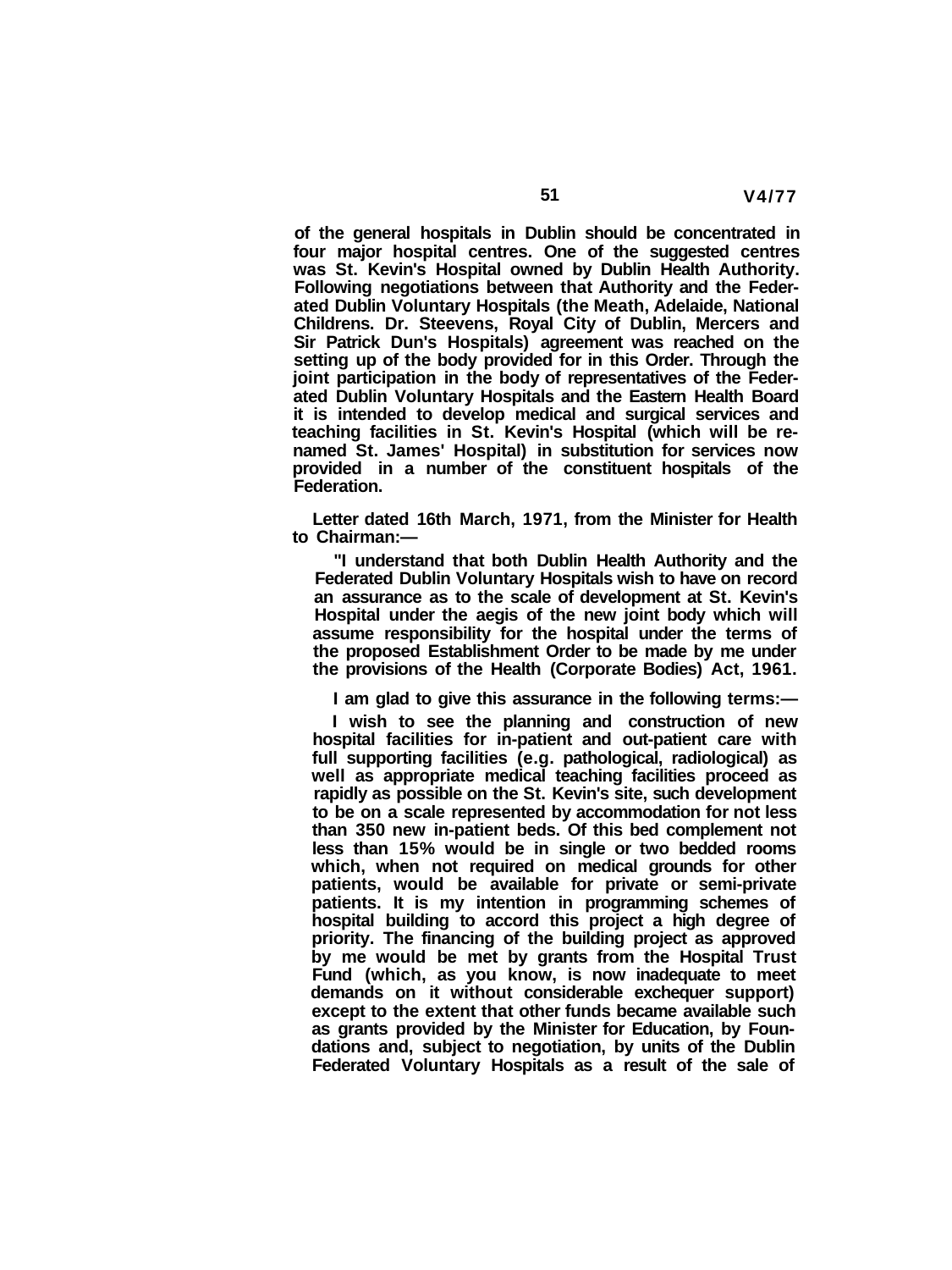of the general hospitals in Dublin should be concentrated in four major hospital centres. One of the suggested centres was St. Kevin's Hospital owned by Dublin Health Authority. Following negotiations between that Authority and the Federated Dublin Voluntary Hospitals (the Meath, Adelaide, National Childrens. Dr. Steevens, Royal City of Dublin, Mercers and Sir Patrick Dun's Hospitals) agreement was reached on the setting up of the body provided for in this Order. Through the joint participation in the body of representatives of the Federated Dublin Voluntary Hospitals and the Eastern Health Board it is intended to develop medical and surgical services and teaching facilities in St. Kevin's Hospital (which will be renamed St. James' Hospital) in substitution for services now provided in a number of the constituent hospitals of the Federation.

Letter dated 16th March, 1971, from the Minister for Health to Chairman:—

"I understand that both Dublin Health Authority and the Federated Dublin Voluntary Hospitals wish to have on record an assurance as to the scale of development at St. Kevin's Hospital under the aegis of the new joint body which will assume responsibility for the hospital under the terms of the proposed Establishment Order to be made by me under the provisions of the Health (Corporate Bodies) Act, 1961.

I am glad to give this assurance in the following terms:—

I wish to see the planning and construction of new hospital facilities for in-patient and out-patient care with full supporting facilities (e.g. pathological, radiological) as well as appropriate medical teaching facilities proceed as rapidly as possible on the St. Kevin's site, such development to be on a scale represented by accommodation for not less than 350 new in-patient beds. Of this bed complement not less than 15% would be in single or two bedded rooms which, when not required on medical grounds for other patients, would be available for private or semi-private patients. It is my intention in programming schemes of hospital building to accord this project a high degree of priority. The financing of the building project as approved by me would be met by grants from the Hospital Trust Fund (which, as you know, is now inadequate to meet demands on it without considerable exchequer support) except to the extent that other funds became available such as grants provided by the Minister for Education, by Foundations and, subject to negotiation, by units of the Dublin Federated Voluntary Hospitals as a result of the sale of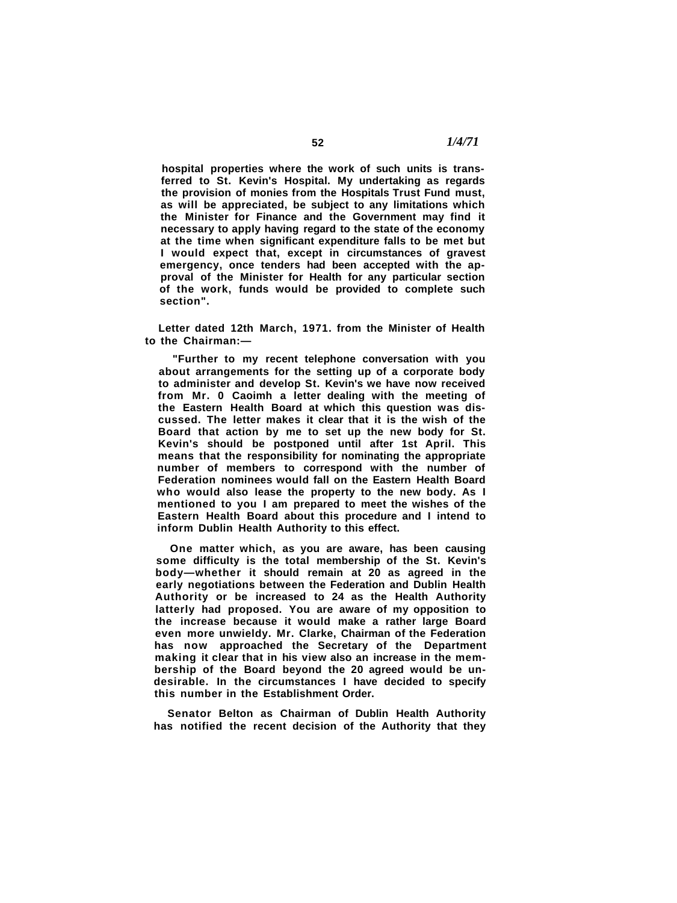hospital properties where the work of such units is transferred to St. Kevin's Hospital. My undertaking as regards the provision of monies from the Hospitals Trust Fund must, as will be appreciated, be subject to any limitations which the Minister for Finance and the Government may find it necessary to apply having regard to the state of the economy at the time when significant expenditure falls to be met but I would expect that, except in circumstances of gravest emergency, once tenders had been accepted with the approval of the Minister for Health for any particular section of the work, funds would be provided to complete such section".

Letter dated 12th March, 1971. from the Minister of Health to the Chairman:—

"Further to my recent telephone conversation with you about arrangements for the setting up of a corporate body to administer and develop St. Kevin's we have now received from Mr. 0 Caoimh a letter dealing with the meeting of the Eastern Health Board at which this question was discussed. The letter makes it clear that it is the wish of the Board that action by me to set up the new body for St. Kevin's should be postponed until after 1st April. This means that the responsibility for nominating the appropriate number of members to correspond with the number of Federation nominees would fall on the Eastern Health Board who would also lease the property to the new body. As I mentioned to you I am prepared to meet the wishes of the Eastern Health Board about this procedure and I intend to inform Dublin Health Authority to this effect.

One matter which, as you are aware, has been causing some difficulty is the total membership of the St. Kevin's body—whether it should remain at 20 as agreed in the early negotiations between the Federation and Dublin Health Authority or be increased to 24 as the Health Authority latterly had proposed. You are aware of my opposition to the increase because it would make a rather large Board even more unwieldy. Mr. Clarke, Chairman of the Federation has now approached the Secretary of the Department making it clear that in his view also an increase in the membership of the Board beyond the 20 agreed would be undesirable. In the circumstances I have decided to specify this number in the Establishment Order.

Senator Belton as Chairman of Dublin Health Authority has notified the recent decision of the Authority that they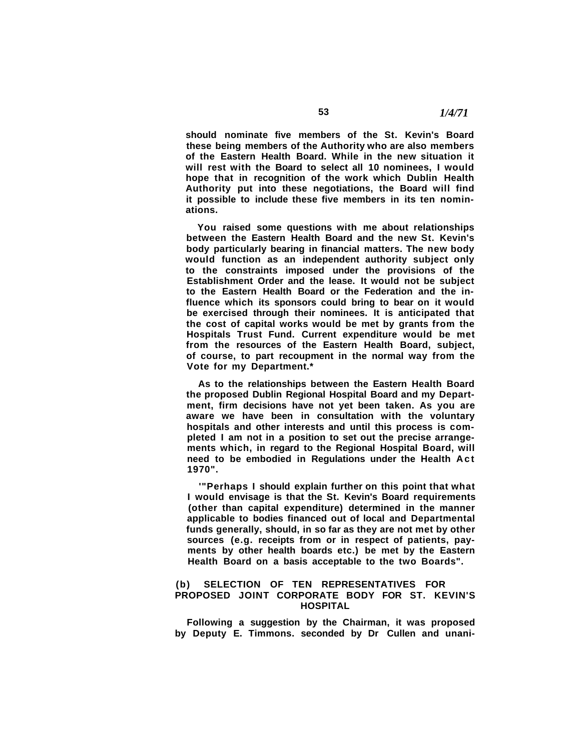should nominate five members of the St. Kevin's Board these being members of the Authority who are also members of the Eastern Health Board. While in the new situation it will rest with the Board to select all 10 nominees, I would hope that in recognition of the work which Dublin Health Authority put into these negotiations, the Board will find it possible to include these five members in its ten nominations.

You raised some questions with me about relationships between the Eastern Health Board and the new St. Kevin's body particularly bearing in financial matters. The new body would function as an independent authority subject only to the constraints imposed under the provisions of the Establishment Order and the lease. It would not be subject to the Eastern Health Board or the Federation and the influence which its sponsors could bring to bear on it would be exercised through their nominees. It is anticipated that the cost of capital works would be met by grants from the Hospitals Trust Fund. Current expenditure would be met from the resources of the Eastern Health Board, subject, of course, to part recoupment in the normal way from the Vote for my Department.*

As to the relationships between the Eastern Health Board the proposed Dublin Regional Hospital Board and my Department, firm decisions have not yet been taken. As you are aware we have been in consultation with the voluntary hospitals and other interests and until this process is completed I am not in a position to set out the precise arrangements which, in regard to the Regional Hospital Board, will need to be embodied in Regulations under the Health Act 1970".

'"Perhaps I should explain further on this point that what I would envisage is that the St. Kevin's Board requirements (other than capital expenditure) determined in the manner applicable to bodies financed out of local and Departmental funds generally, should, in so far as they are not met by other sources (e.g. receipts from or in respect of patients, payments by other health boards etc.) be met by the Eastern Health Board on a basis acceptable to the two Boards".

## (b) SELECTION OF TEN REPRESENTATIVES FOR PROPOSED JOINT CORPORATE BODY FOR ST. KEVIN'S HOSPITAL

Following a suggestion by the Chairman, it was proposed by Deputy E. Timmons. seconded by Dr Cullen and unani-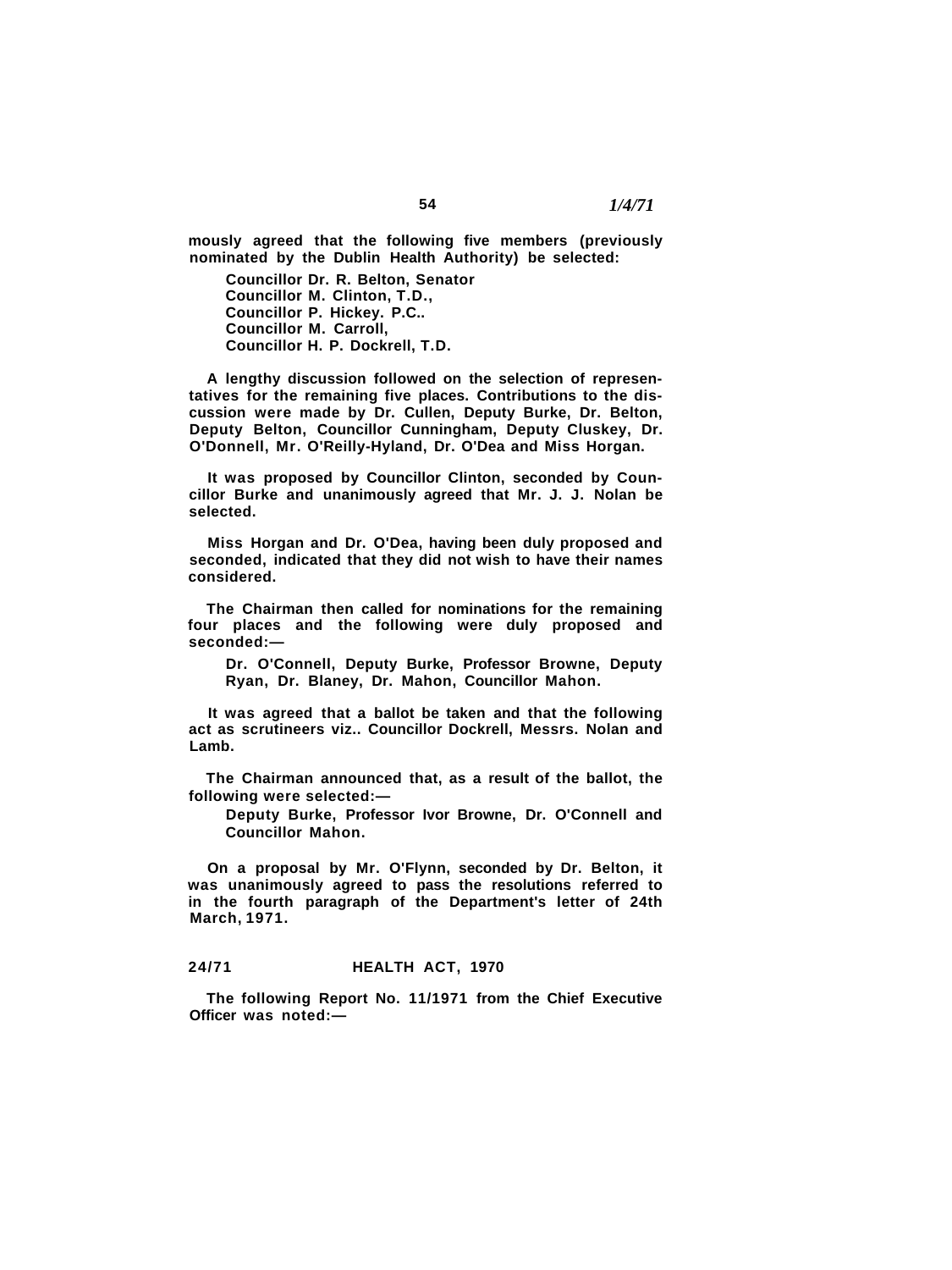mously agreed that the following five members (previously nominated by the Dublin Health Authority) be selected:

Councillor Dr. R. Belton, Senator
Councillor M. Clinton, T.D.,
Councillor P. Hickey. P.C..
Councillor M. Carroll,
Councillor H. P. Dockrell, T.D.

A lengthy discussion followed on the selection of representatives for the remaining five places. Contributions to the discussion were made by Dr. Cullen, Deputy Burke, Dr. Belton, Deputy Belton, Councillor Cunningham, Deputy Cluskey, Dr. O'Donnell, Mr. O'Reilly-Hyland, Dr. O'Dea and Miss Horgan.

It was proposed by Councillor Clinton, seconded by Councillor Burke and unanimously agreed that Mr. J. J. Nolan be selected.

Miss Horgan and Dr. O'Dea, having been duly proposed and seconded, indicated that they did not wish to have their names considered.

The Chairman then called for nominations for the remaining four places and the following were duly proposed and seconded:—

Dr. O'Connell, Deputy Burke, Professor Browne, Deputy Ryan, Dr. Blaney, Dr. Mahon, Councillor Mahon.

It was agreed that a ballot be taken and that the following act as scrutineers viz.. Councillor Dockrell, Messrs. Nolan and Lamb.

The Chairman announced that, as a result of the ballot, the following were selected:—

Deputy Burke, Professor Ivor Browne, Dr. O'Connell and Councillor Mahon.

On a proposal by Mr. O'Flynn, seconded by Dr. Belton, it was unanimously agreed to pass the resolutions referred to in the fourth paragraph of the Department's letter of 24th March, 1971.

## 24/71 HEALTH ACT, 1970

The following Report No. 11/1971 from the Chief Executive Officer was noted:—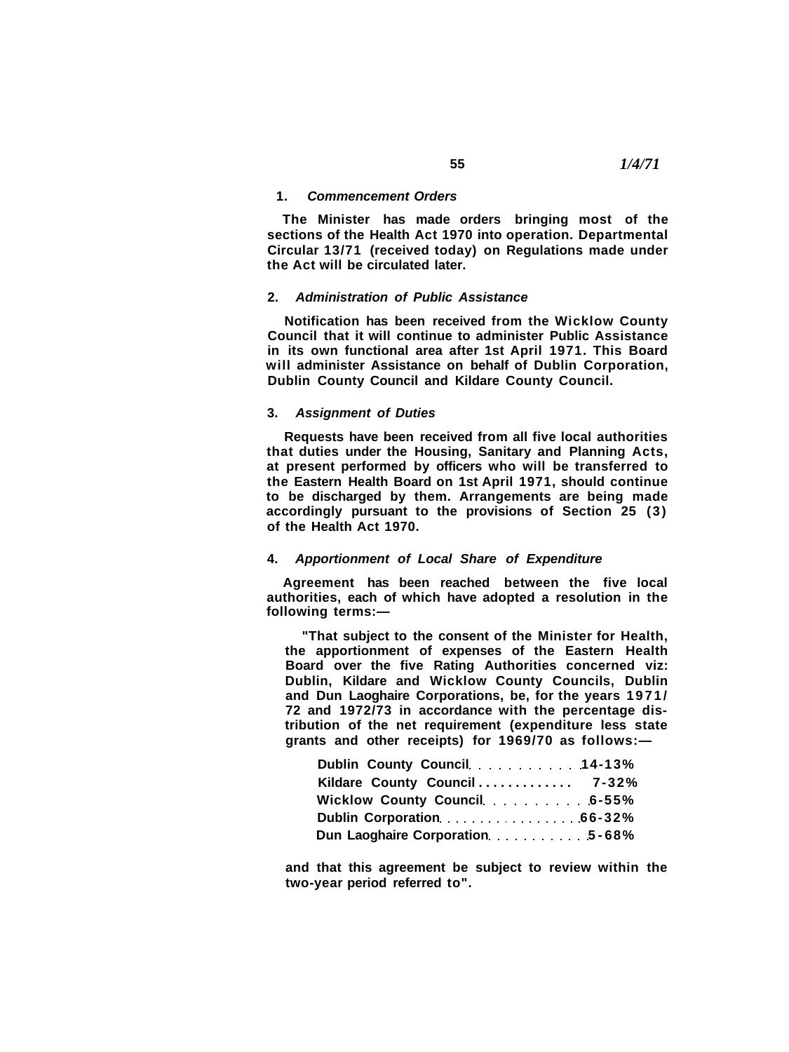1/4/71

**1. *Commencement Orders***

**The Minister has made orders bringing most of the sections of the Health Act 1970 into operation. Departmental Circular 13/71 (received today) on Regulations made under the Act will be circulated later.**

**2. *Administration of Public Assistance***

**Notification has been received from the Wicklow County Council that it will continue to administer Public Assistance in its own functional area after 1st April 1971. This Board will administer Assistance on behalf of Dublin Corporation, Dublin County Council and Kildare County Council.**

**3. *Assignment of Duties***

**Requests have been received from all five local authorities that duties under the Housing, Sanitary and Planning Acts, at present performed by officers who will be transferred to the Eastern Health Board on 1st April 1971, should continue to be discharged by them. Arrangements are being made accordingly pursuant to the provisions of Section 25 (3) of the Health Act 1970.**

**4. *Apportionment of Local Share of Expenditure***

**Agreement has been reached between the five local authorities, each of which have adopted a resolution in the following terms:—**

> **"That subject to the consent of the Minister for Health, the apportionment of expenses of the Eastern Health Board over the five Rating Authorities concerned viz: Dublin, Kildare and Wicklow County Councils, Dublin and Dun Laoghaire Corporations, be, for the years 1971/72 and 1972/73 in accordance with the percentage distribution of the net requirement (expenditure less state grants and other receipts) for 1969/70 as follows:—**
>
> | | |
> |---|---|
> | **Dublin County Council** | **14-13%** |
> | **Kildare County Council** | **7-32%** |
> | **Wicklow County Council** | **6-55%** |
> | **Dublin Corporation** | **66-32%** |
> | **Dun Laoghaire Corporation** | **5-68%** |
>
> **and that this agreement be subject to review within the two-year period referred to".**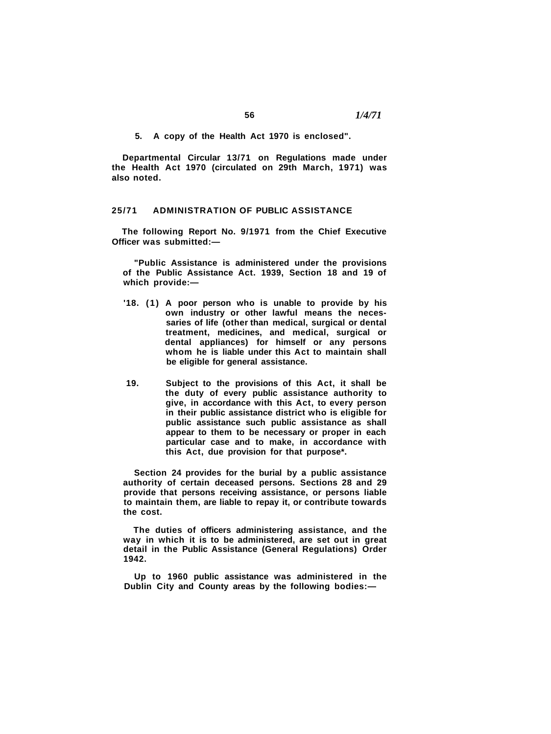5. A copy of the Health Act 1970 is enclosed".

Departmental Circular 13/71 on Regulations made under the Health Act 1970 (circulated on 29th March, 1971) was also noted.

## 25/71 ADMINISTRATION OF PUBLIC ASSISTANCE

The following Report No. 9/1971 from the Chief Executive Officer was submitted:—

"Public Assistance is administered under the provisions of the Public Assistance Act. 1939, Section 18 and 19 of which provide:—

'18. (1) A poor person who is unable to provide by his own industry or other lawful means the necessaries of life (other than medical, surgical or dental treatment, medicines, and medical, surgical or dental appliances) for himself or any persons whom he is liable under this Act to maintain shall be eligible for general assistance.

19. Subject to the provisions of this Act, it shall be the duty of every public assistance authority to give, in accordance with this Act, to every person in their public assistance district who is eligible for public assistance such public assistance as shall appear to them to be necessary or proper in each particular case and to make, in accordance with this Act, due provision for that purpose*.

Section 24 provides for the burial by a public assistance authority of certain deceased persons. Sections 28 and 29 provide that persons receiving assistance, or persons liable to maintain them, are liable to repay it, or contribute towards the cost.

The duties of officers administering assistance, and the way in which it is to be administered, are set out in great detail in the Public Assistance (General Regulations) Order 1942.

Up to 1960 public assistance was administered in the Dublin City and County areas by the following bodies:—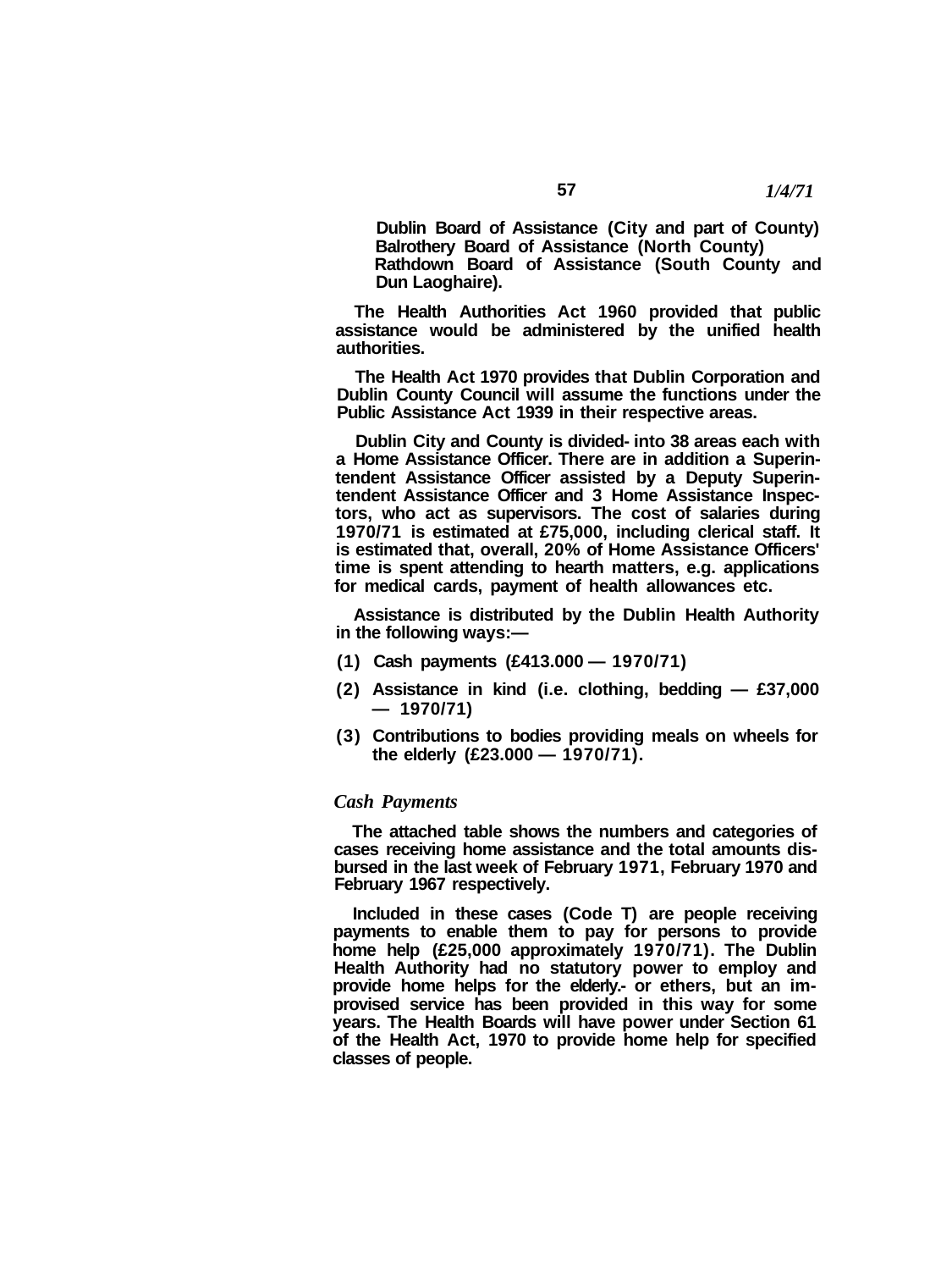Dublin Board of Assistance (City and part of County)
Balrothery Board of Assistance (North County)
Rathdown Board of Assistance (South County and Dun Laoghaire).

The Health Authorities Act 1960 provided that public assistance would be administered by the unified health authorities.

The Health Act 1970 provides that Dublin Corporation and Dublin County Council will assume the functions under the Public Assistance Act 1939 in their respective areas.

Dublin City and County is divided- into 38 areas each with a Home Assistance Officer. There are in addition a Superintendent Assistance Officer assisted by a Deputy Superintendent Assistance Officer and 3 Home Assistance Inspectors, who act as supervisors. The cost of salaries during 1970/71 is estimated at £75,000, including clerical staff. It is estimated that, overall, 20% of Home Assistance Officers' time is spent attending to hearth matters, e.g. applications for medical cards, payment of health allowances etc.

Assistance is distributed by the Dublin Health Authority in the following ways:—

(1) Cash payments (£413.000 — 1970/71)

(2) Assistance in kind (i.e. clothing, bedding — £37,000 — 1970/71)

(3) Contributions to bodies providing meals on wheels for the elderly (£23.000 — 1970/71).

*Cash Payments*

The attached table shows the numbers and categories of cases receiving home assistance and the total amounts disbursed in the last week of February 1971, February 1970 and February 1967 respectively.

Included in these cases (Code T) are people receiving payments to enable them to pay for persons to provide home help (£25,000 approximately 1970/71). The Dublin Health Authority had no statutory power to employ and provide home helps for the elderly.- or ethers, but an improvised service has been provided in this way for some years. The Health Boards will have power under Section 61 of the Health Act, 1970 to provide home help for specified classes of people.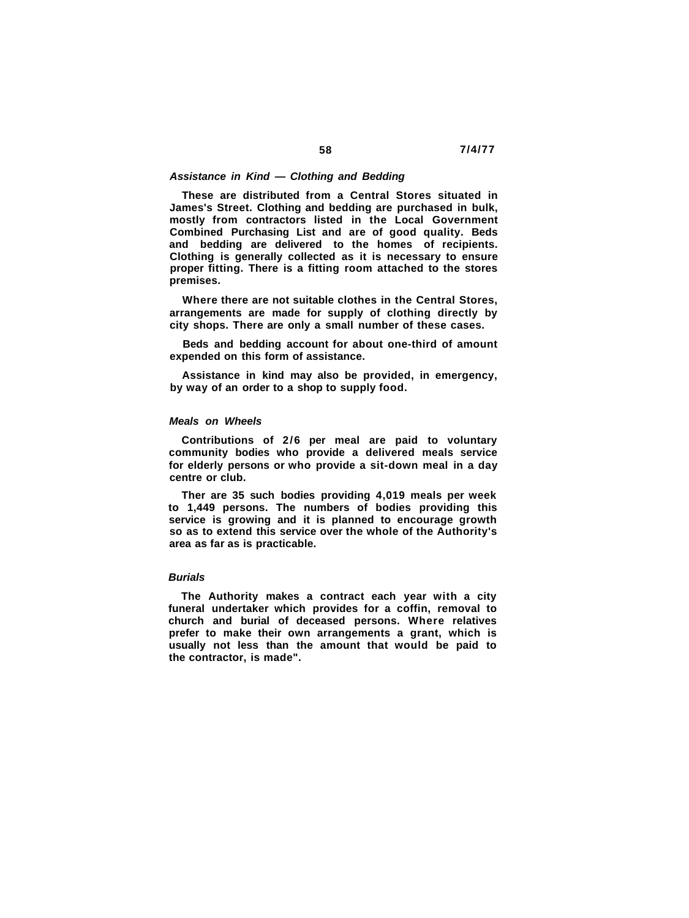### *Assistance in Kind — Clothing and Bedding*

These are distributed from a Central Stores situated in James's Street. Clothing and bedding are purchased in bulk, mostly from contractors listed in the Local Government Combined Purchasing List and are of good quality. Beds and bedding are delivered to the homes of recipients. Clothing is generally collected as it is necessary to ensure proper fitting. There is a fitting room attached to the stores premises.

Where there are not suitable clothes in the Central Stores, arrangements are made for supply of clothing directly by city shops. There are only a small number of these cases.

Beds and bedding account for about one-third of amount expended on this form of assistance.

Assistance in kind may also be provided, in emergency, by way of an order to a shop to supply food.

### *Meals on Wheels*

Contributions of 2/6 per meal are paid to voluntary community bodies who provide a delivered meals service for elderly persons or who provide a sit-down meal in a day centre or club.

Ther are 35 such bodies providing 4,019 meals per week to 1,449 persons. The numbers of bodies providing this service is growing and it is planned to encourage growth so as to extend this service over the whole of the Authority's area as far as is practicable.

### *Burials*

The Authority makes a contract each year with a city funeral undertaker which provides for a coffin, removal to church and burial of deceased persons. Where relatives prefer to make their own arrangements a grant, which is usually not less than the amount that would be paid to the contractor, is made".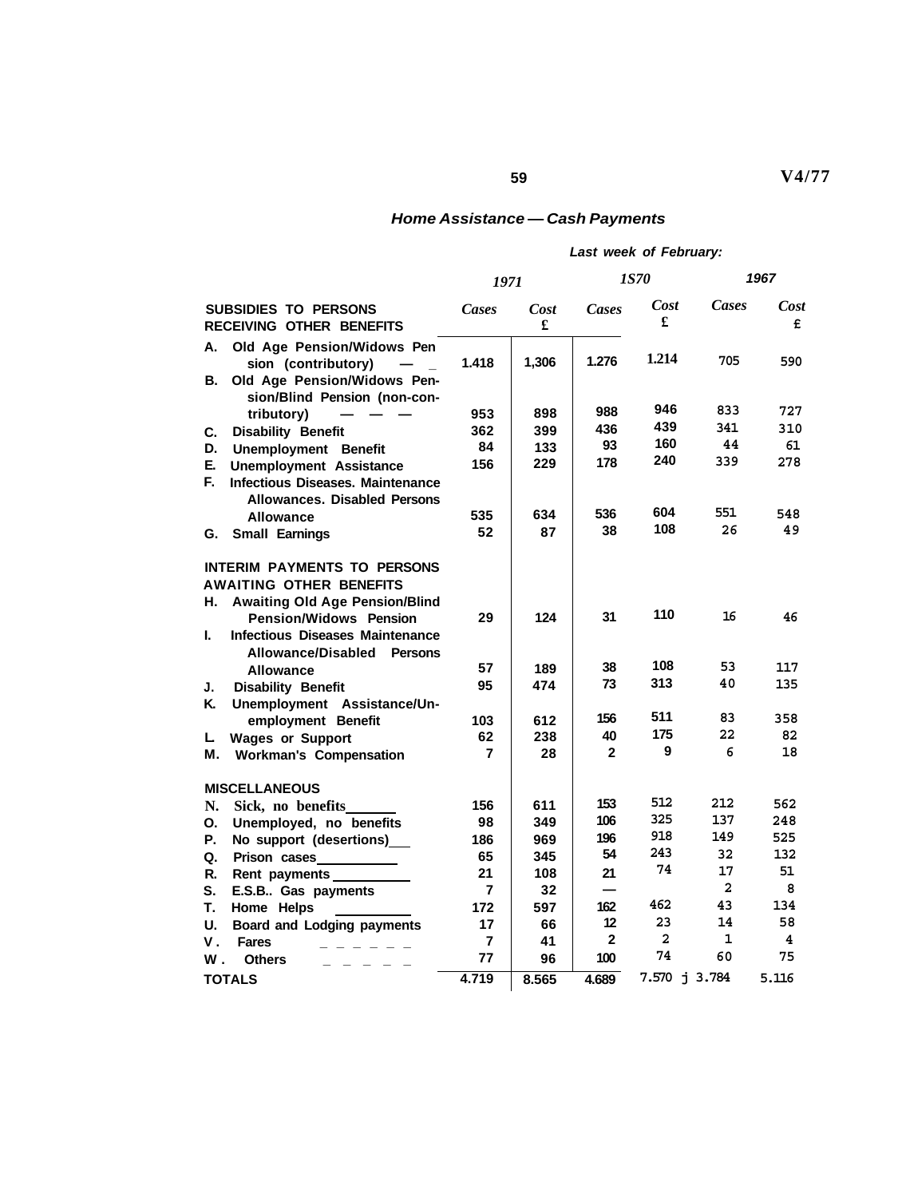## *Home Assistance — Cash Payments*

*Last week of February:*

| | *1971* | | *1S70* | | *1967* | |
|---|---|---|---|---|---|---|
| **SUBSIDIES TO PERSONS RECEIVING OTHER BENEFITS** | *Cases* | *Cost* £ | *Cases* | *Cost* £ | *Cases* | *Cost* £ |
| **A. Old Age Pension/Widows Pension (contributory) — _** | 1.418 | 1,306 | 1.276 | 1.214 | 705 | 590 |
| **B. Old Age Pension/Widows Pension/Blind Pension (non-contributory) — — —** | 953 | 898 | 988 | 946 | 833 | 727 |
| **C. Disability Benefit** | 362 | 399 | 436 | 439 | 341 | 310 |
| **D. Unemployment Benefit** | 84 | 133 | 93 | 160 | 44 | 61 |
| **E. Unemployment Assistance** | 156 | 229 | 178 | 240 | 339 | 278 |
| **F. Infectious Diseases. Maintenance Allowances. Disabled Persons Allowance** | 535 | 634 | 536 | 604 | 551 | 548 |
| **G. Small Earnings** | 52 | 87 | 38 | 108 | 26 | 49 |
| **INTERIM PAYMENTS TO PERSONS AWAITING OTHER BENEFITS** | | | | | | |
| **H. Awaiting Old Age Pension/Blind Pension/Widows Pension** | 29 | 124 | 31 | 110 | 16 | 46 |
| **I. Infectious Diseases Maintenance Allowance/Disabled Persons Allowance** | 57 | 189 | 38 | 108 | 53 | 117 |
| **J. Disability Benefit** | 95 | 474 | 73 | 313 | 40 | 135 |
| **K. Unemployment Assistance/Unemployment Benefit** | 103 | 612 | 156 | 511 | 83 | 358 |
| **L. Wages or Support** | 62 | 238 | 40 | 175 | 22 | 82 |
| **M. Workman's Compensation** | 7 | 28 | 2 | 9 | 6 | 18 |
| **MISCELLANEOUS** | | | | | | |
| **N. Sick, no benefits** | 156 | 611 | 153 | 512 | 212 | 562 |
| **O. Unemployed, no benefits** | 98 | 349 | 106 | 325 | 137 | 248 |
| **P. No support (desertions)** | 186 | 969 | 196 | 918 | 149 | 525 |
| **Q. Prison cases** | 65 | 345 | 54 | 243 | 32 | 132 |
| **R. Rent payments** | 21 | 108 | 21 | 74 | 17 | 51 |
| **S. E.S.B.. Gas payments** | 7 | 32 | — | | 2 | 8 |
| **T. Home Helps** | 172 | 597 | 162 | 462 | 43 | 134 |
| **U. Board and Lodging payments** | 17 | 66 | 12 | 23 | 14 | 58 |
| **V. Fares** | 7 | 41 | 2 | 2 | 1 | 4 |
| **W. Others** | 77 | 96 | 100 | 74 | 60 | 75 |
| **TOTALS** | 4.719 | 8.565 | 4.689 | 7.570 | 3.784 | 5.116 |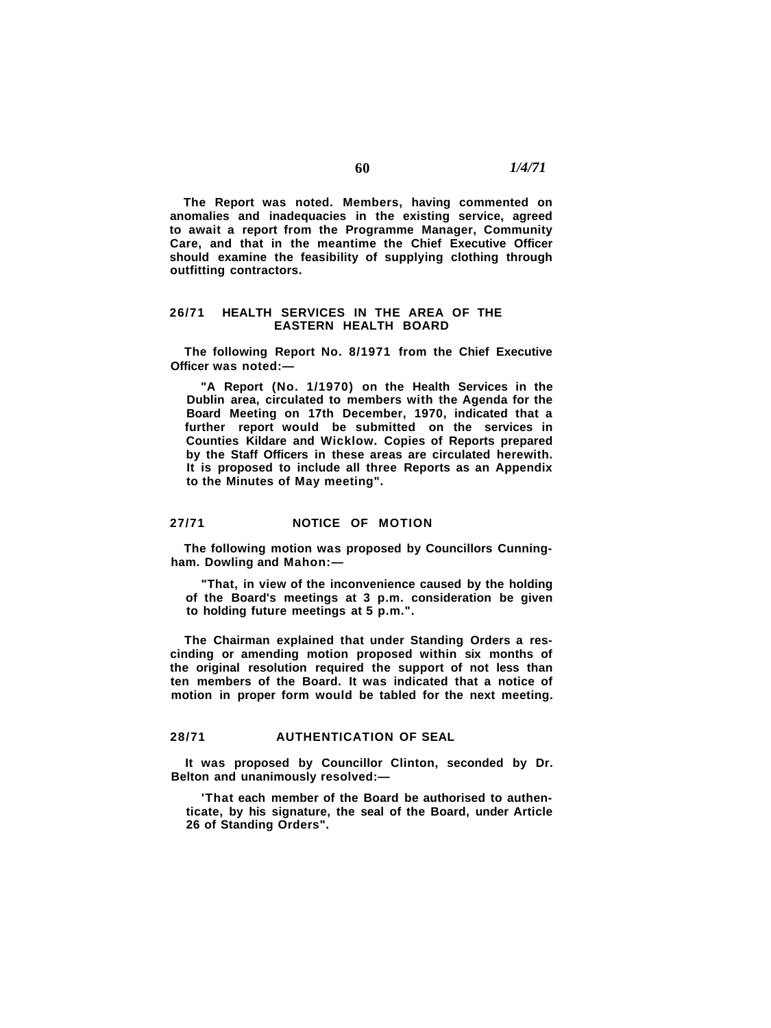The Report was noted. Members, having commented on anomalies and inadequacies in the existing service, agreed to await a report from the Programme Manager, Community Care, and that in the meantime the Chief Executive Officer should examine the feasibility of supplying clothing through outfitting contractors.

## 26/71 HEALTH SERVICES IN THE AREA OF THE EASTERN HEALTH BOARD

The following Report No. 8/1971 from the Chief Executive Officer was noted:—

> "A Report (No. 1/1970) on the Health Services in the Dublin area, circulated to members with the Agenda for the Board Meeting on 17th December, 1970, indicated that a further report would be submitted on the services in Counties Kildare and Wicklow. Copies of Reports prepared by the Staff Officers in these areas are circulated herewith. It is proposed to include all three Reports as an Appendix to the Minutes of May meeting".

## 27/71 NOTICE OF MOTION

The following motion was proposed by Councillors Cunningham. Dowling and Mahon:—

> "That, in view of the inconvenience caused by the holding of the Board's meetings at 3 p.m. consideration be given to holding future meetings at 5 p.m.".

The Chairman explained that under Standing Orders a rescinding or amending motion proposed within six months of the original resolution required the support of not less than ten members of the Board. It was indicated that a notice of motion in proper form would be tabled for the next meeting.

## 28/71 AUTHENTICATION OF SEAL

It was proposed by Councillor Clinton, seconded by Dr. Belton and unanimously resolved:—

> 'That each member of the Board be authorised to authenticate, by his signature, the seal of the Board, under Article 26 of Standing Orders".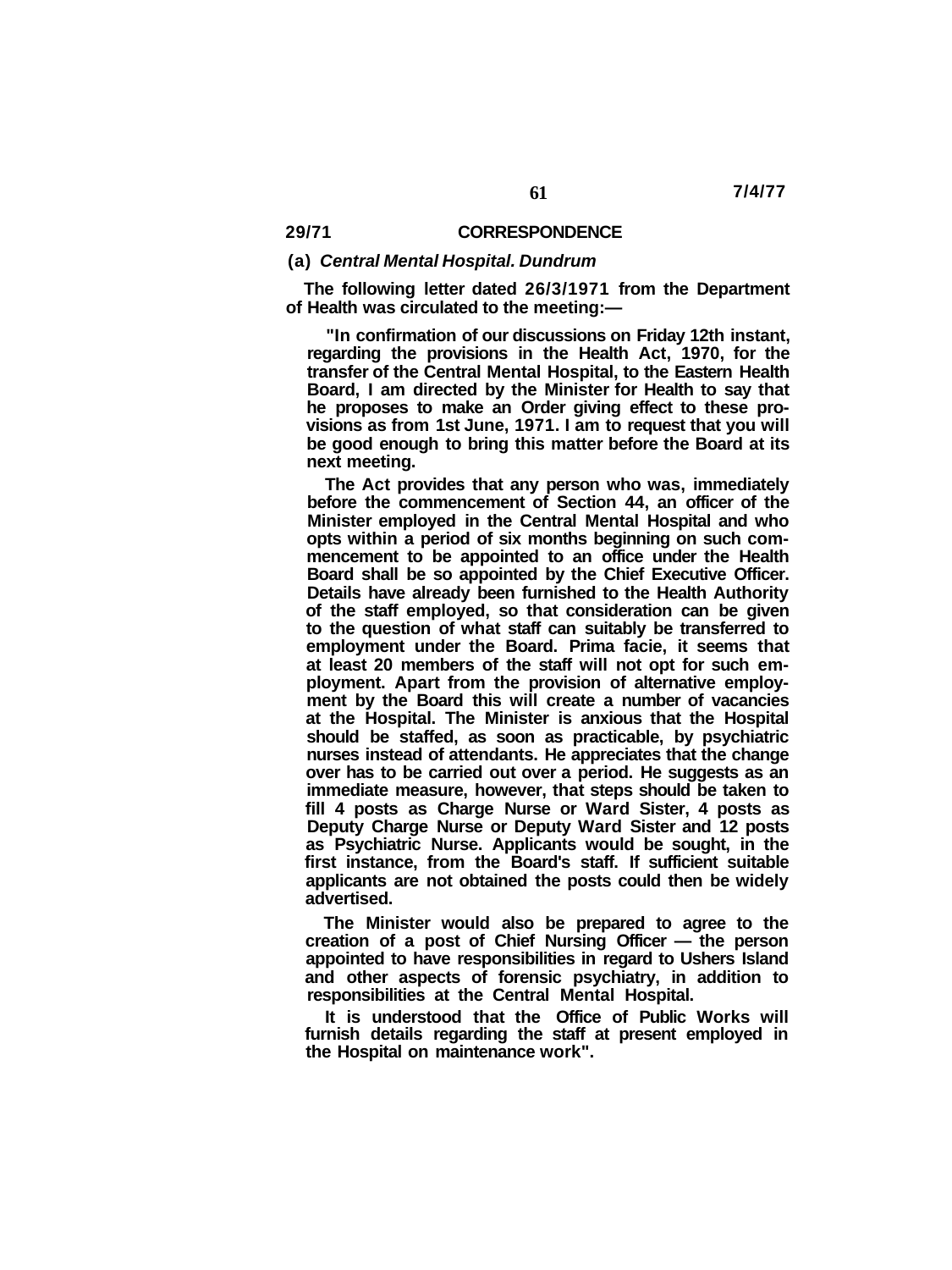**29/71 CORRESPONDENCE**

**(a) *Central Mental Hospital. Dundrum***

The following letter dated 26/3/1971 from the Department of Health was circulated to the meeting:—

"In confirmation of our discussions on Friday 12th instant, regarding the provisions in the Health Act, 1970, for the transfer of the Central Mental Hospital, to the Eastern Health Board, I am directed by the Minister for Health to say that he proposes to make an Order giving effect to these provisions as from 1st June, 1971. I am to request that you will be good enough to bring this matter before the Board at its next meeting.

The Act provides that any person who was, immediately before the commencement of Section 44, an officer of the Minister employed in the Central Mental Hospital and who opts within a period of six months beginning on such commencement to be appointed to an office under the Health Board shall be so appointed by the Chief Executive Officer. Details have already been furnished to the Health Authority of the staff employed, so that consideration can be given to the question of what staff can suitably be transferred to employment under the Board. Prima facie, it seems that at least 20 members of the staff will not opt for such employment. Apart from the provision of alternative employment by the Board this will create a number of vacancies at the Hospital. The Minister is anxious that the Hospital should be staffed, as soon as practicable, by psychiatric nurses instead of attendants. He appreciates that the change over has to be carried out over a period. He suggests as an immediate measure, however, that steps should be taken to fill 4 posts as Charge Nurse or Ward Sister, 4 posts as Deputy Charge Nurse or Deputy Ward Sister and 12 posts as Psychiatric Nurse. Applicants would be sought, in the first instance, from the Board's staff. If sufficient suitable applicants are not obtained the posts could then be widely advertised.

The Minister would also be prepared to agree to the creation of a post of Chief Nursing Officer — the person appointed to have responsibilities in regard to Ushers Island and other aspects of forensic psychiatry, in addition to responsibilities at the Central Mental Hospital.

It is understood that the Office of Public Works will furnish details regarding the staff at present employed in the Hospital on maintenance work".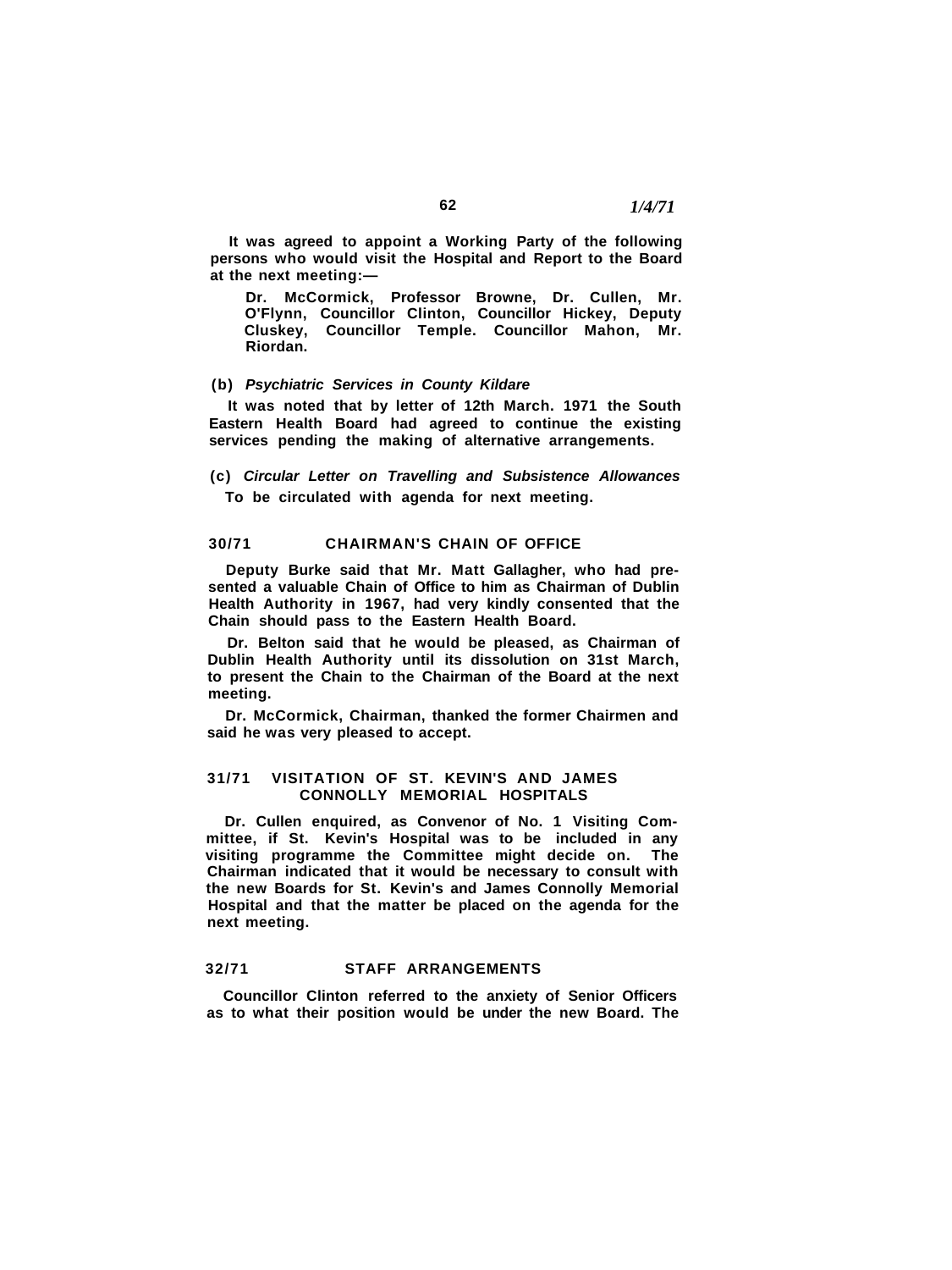It was agreed to appoint a Working Party of the following persons who would visit the Hospital and Report to the Board at the next meeting:—

> Dr. McCormick, Professor Browne, Dr. Cullen, Mr. O'Flynn, Councillor Clinton, Councillor Hickey, Deputy Cluskey, Councillor Temple. Councillor Mahon, Mr. Riordan.

**(b)** ***Psychiatric Services in County Kildare***

It was noted that by letter of 12th March. 1971 the South Eastern Health Board had agreed to continue the existing services pending the making of alternative arrangements.

**(c)** ***Circular Letter on Travelling and Subsistence Allowances***

To be circulated with agenda for next meeting.

## 30/71 CHAIRMAN'S CHAIN OF OFFICE

Deputy Burke said that Mr. Matt Gallagher, who had presented a valuable Chain of Office to him as Chairman of Dublin Health Authority in 1967, had very kindly consented that the Chain should pass to the Eastern Health Board.

Dr. Belton said that he would be pleased, as Chairman of Dublin Health Authority until its dissolution on 31st March, to present the Chain to the Chairman of the Board at the next meeting.

Dr. McCormick, Chairman, thanked the former Chairmen and said he was very pleased to accept.

## 31/71 VISITATION OF ST. KEVIN'S AND JAMES CONNOLLY MEMORIAL HOSPITALS

Dr. Cullen enquired, as Convenor of No. 1 Visiting Committee, if St. Kevin's Hospital was to be included in any visiting programme the Committee might decide on. The Chairman indicated that it would be necessary to consult with the new Boards for St. Kevin's and James Connolly Memorial Hospital and that the matter be placed on the agenda for the next meeting.

## 32/71 STAFF ARRANGEMENTS

Councillor Clinton referred to the anxiety of Senior Officers as to what their position would be under the new Board. The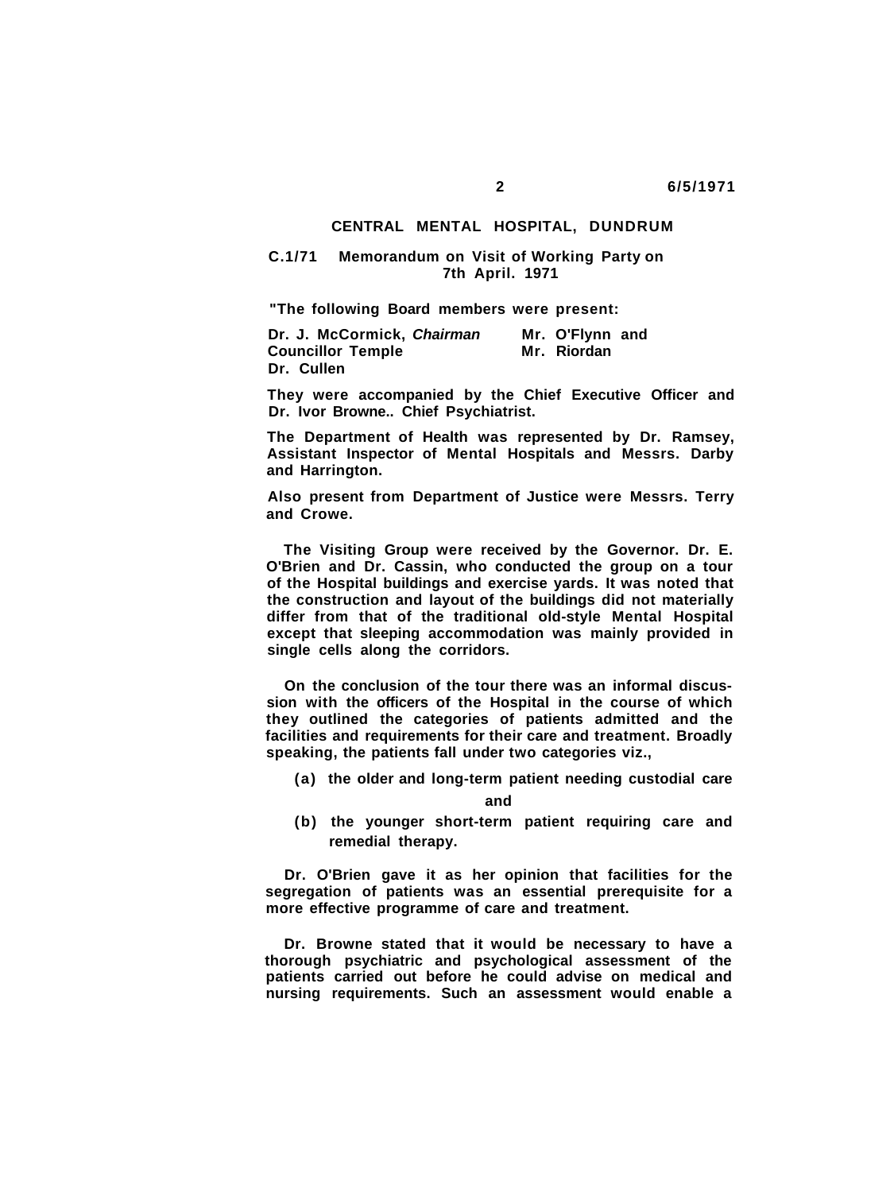## CENTRAL MENTAL HOSPITAL, DUNDRUM

### C.1/71 Memorandum on Visit of Working Party on 7th April. 1971

"The following Board members were present:

| | |
|---|---|
| Dr. J. McCormick, *Chairman* | Mr. O'Flynn and |
| Councillor Temple | Mr. Riordan |
| Dr. Cullen | |

They were accompanied by the Chief Executive Officer and Dr. Ivor Browne.. Chief Psychiatrist.

The Department of Health was represented by Dr. Ramsey, Assistant Inspector of Mental Hospitals and Messrs. Darby and Harrington.

Also present from Department of Justice were Messrs. Terry and Crowe.

The Visiting Group were received by the Governor. Dr. E. O'Brien and Dr. Cassin, who conducted the group on a tour of the Hospital buildings and exercise yards. It was noted that the construction and layout of the buildings did not materially differ from that of the traditional old-style Mental Hospital except that sleeping accommodation was mainly provided in single cells along the corridors.

On the conclusion of the tour there was an informal discussion with the officers of the Hospital in the course of which they outlined the categories of patients admitted and the facilities and requirements for their care and treatment. Broadly speaking, the patients fall under two categories viz.,

(a) the older and long-term patient needing custodial care

and

(b) the younger short-term patient requiring care and remedial therapy.

Dr. O'Brien gave it as her opinion that facilities for the segregation of patients was an essential prerequisite for a more effective programme of care and treatment.

Dr. Browne stated that it would be necessary to have a thorough psychiatric and psychological assessment of the patients carried out before he could advise on medical and nursing requirements. Such an assessment would enable a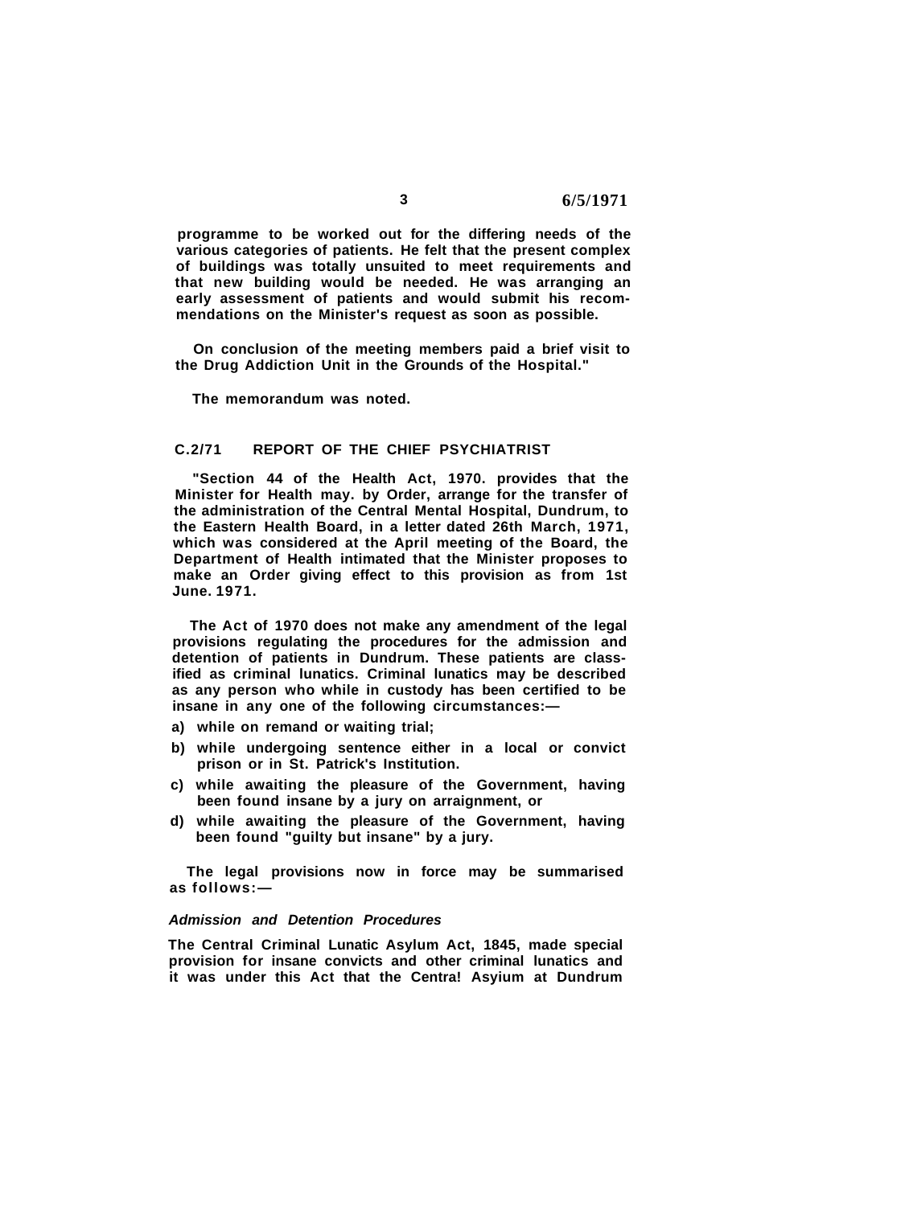programme to be worked out for the differing needs of the various categories of patients. He felt that the present complex of buildings was totally unsuited to meet requirements and that new building would be needed. He was arranging an early assessment of patients and would submit his recommendations on the Minister's request as soon as possible.

On conclusion of the meeting members paid a brief visit to the Drug Addiction Unit in the Grounds of the Hospital."

The memorandum was noted.

## C.2/71 REPORT OF THE CHIEF PSYCHIATRIST

"Section 44 of the Health Act, 1970. provides that the Minister for Health may. by Order, arrange for the transfer of the administration of the Central Mental Hospital, Dundrum, to the Eastern Health Board, in a letter dated 26th March, 1971, which was considered at the April meeting of the Board, the Department of Health intimated that the Minister proposes to make an Order giving effect to this provision as from 1st June. 1971.

The Act of 1970 does not make any amendment of the legal provisions regulating the procedures for the admission and detention of patients in Dundrum. These patients are classified as criminal lunatics. Criminal lunatics may be described as any person who while in custody has been certified to be insane in any one of the following circumstances:—

a) while on remand or waiting trial;
b) while undergoing sentence either in a local or convict prison or in St. Patrick's Institution.
c) while awaiting the pleasure of the Government, having been found insane by a jury on arraignment, or
d) while awaiting the pleasure of the Government, having been found "guilty but insane" by a jury.

The legal provisions now in force may be summarised as follows:—

### *Admission and Detention Procedures*

The Central Criminal Lunatic Asylum Act, 1845, made special provision for insane convicts and other criminal lunatics and it was under this Act that the Centra! Asyium at Dundrum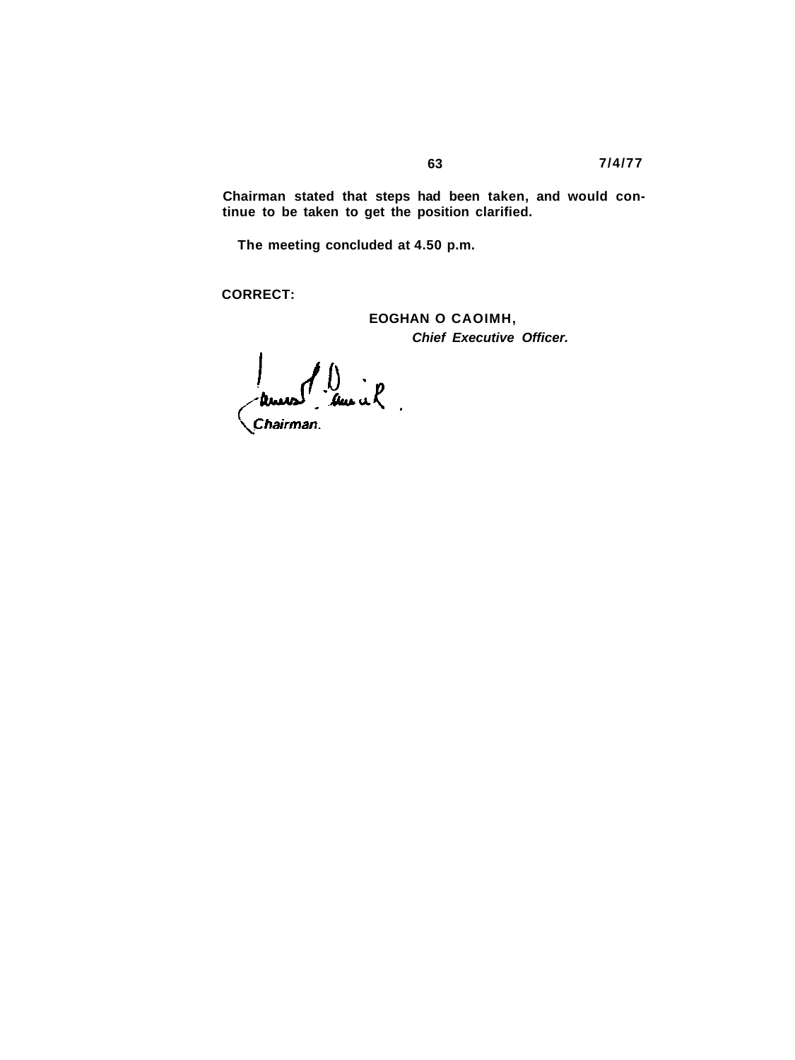Chairman stated that steps had been taken, and would continue to be taken to get the position clarified.

The meeting concluded at 4.50 p.m.

**CORRECT:**

**EOGHAN O CAOIMH,**
***Chief Executive Officer.***

*Chairman.*